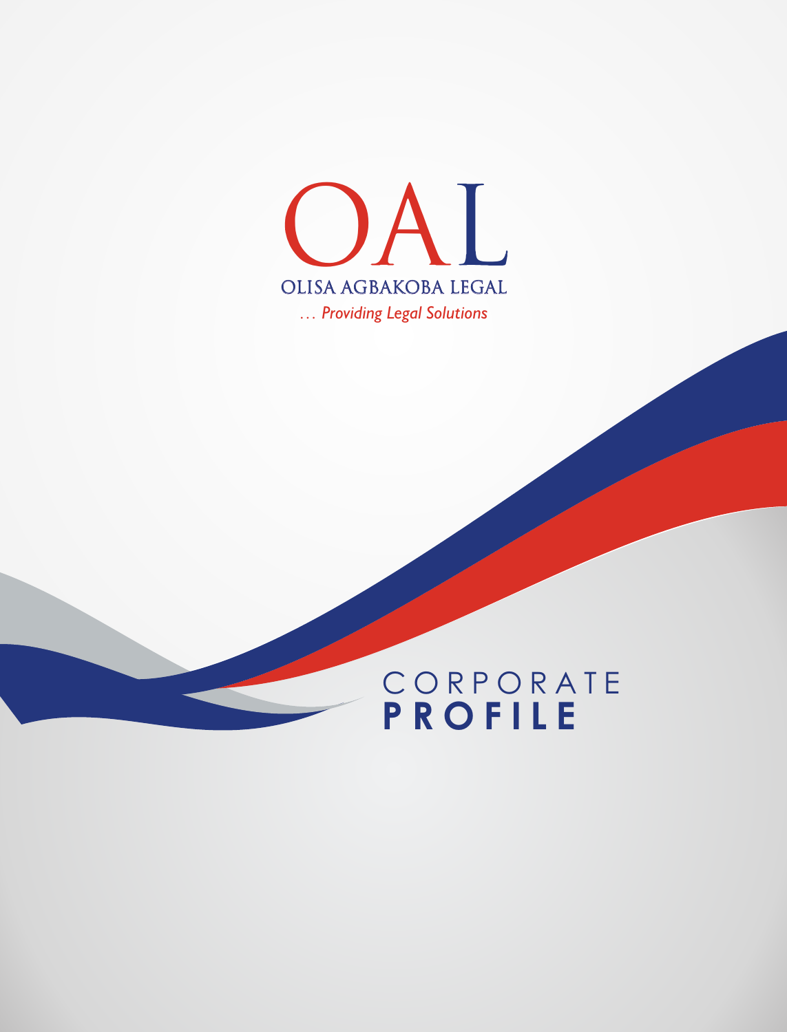# OAL

OLISA AGBAKOBA LEGAL

*... Providing Legal Solutions*

CORPORATE

**PROFILE**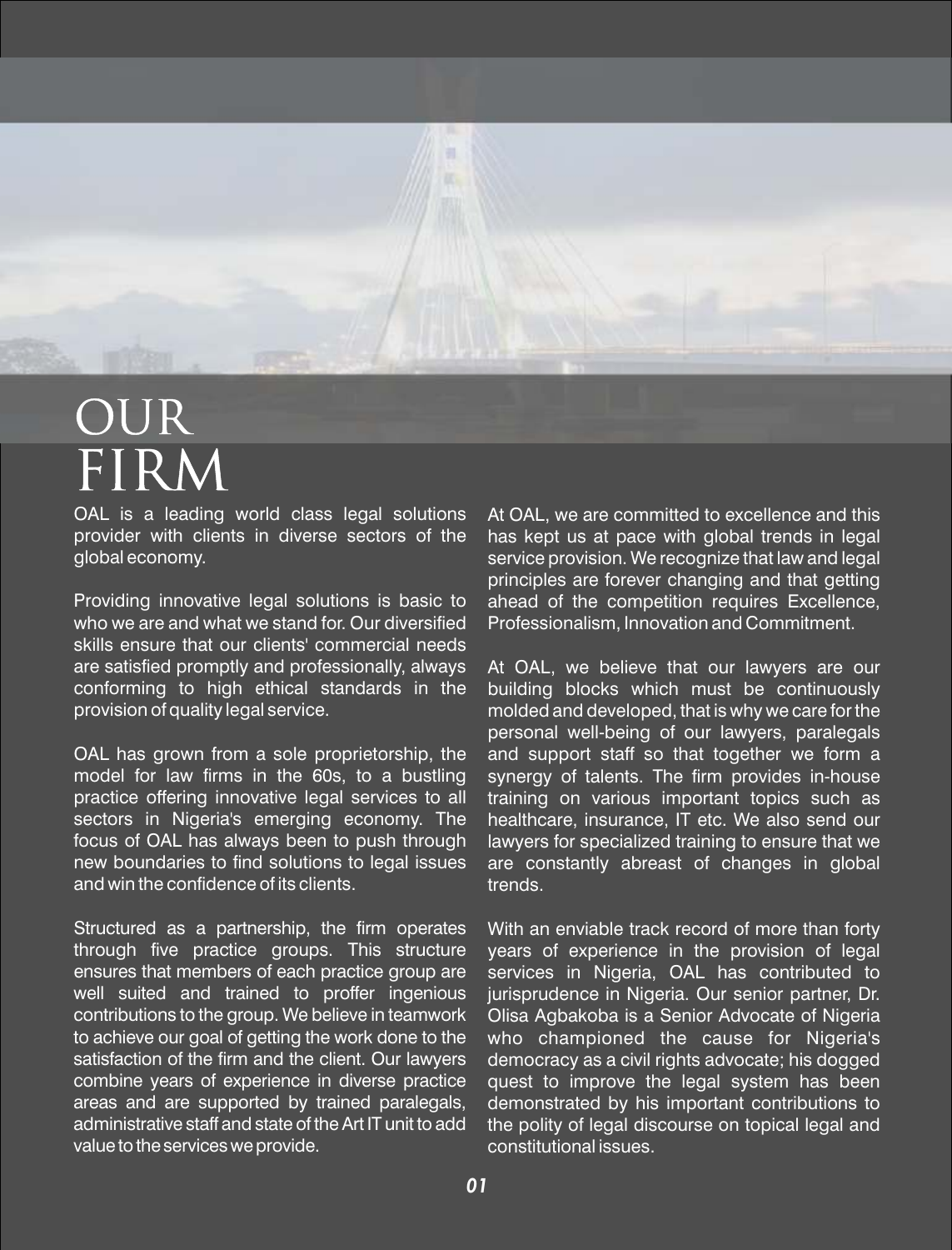# OUR FIRM

OAL is a leading world class legal solutions provider with clients in diverse sectors of the global economy.

Providing innovative legal solutions is basic to who we are and what we stand for. Our diversified skills ensure that our clients' commercial needs are satisfied promptly and professionally, always conforming to high ethical standards in the provision of quality legal service.

OAL has grown from a sole proprietorship, the model for law firms in the 60s, to a bustling practice offering innovative legal services to all sectors in Nigeria's emerging economy. The focus of OAL has always been to push through new boundaries to find solutions to legal issues and win the confidence of its clients.

Structured as a partnership, the firm operates through five practice groups. This structure ensures that members of each practice group are well suited and trained to proffer ingenious contributions to the group. We believe in teamwork to achieve our goal of getting the work done to the satisfaction of the firm and the client. Our lawyers combine years of experience in diverse practice areas and are supported by trained paralegals, administrative staff and state of the Art IT unit to add value to the services we provide.

At OAL, we are committed to excellence and this has kept us at pace with global trends in legal service provision. We recognize that law and legal principles are forever changing and that getting ahead of the competition requires Excellence, Professionalism, Innovation and Commitment.

At OAL, we believe that our lawyers are our building blocks which must be continuously molded and developed, that is why we care for the personal well-being of our lawyers, paralegals and support staff so that together we form a synergy of talents. The firm provides in-house training on various important topics such as healthcare, insurance, IT etc. We also send our lawyers for specialized training to ensure that we are constantly abreast of changes in global trends.

With an enviable track record of more than forty years of experience in the provision of legal services in Nigeria, OAL has contributed to jurisprudence in Nigeria. Our senior partner, Dr. Olisa Agbakoba is a Senior Advocate of Nigeria who championed the cause for Nigeria's democracy as a civil rights advocate; his dogged quest to improve the legal system has been demonstrated by his important contributions to the polity of legal discourse on topical legal and constitutional issues.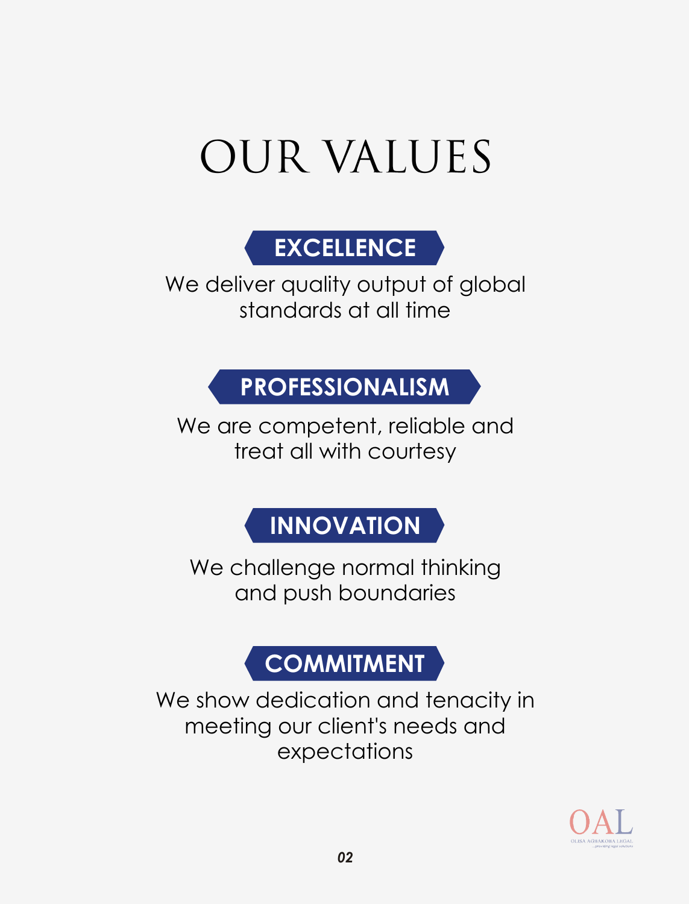# OUR VALUES

## EXCELLENCE

We deliver quality output of global standards at all time

## PROFESSIONALISM

We are competent, reliable and treat all with courtesy

## INNOVATION

We challenge normal thinking and push boundaries

## COMMITMENT

We show dedication and tenacity in meeting our client's needs and expectations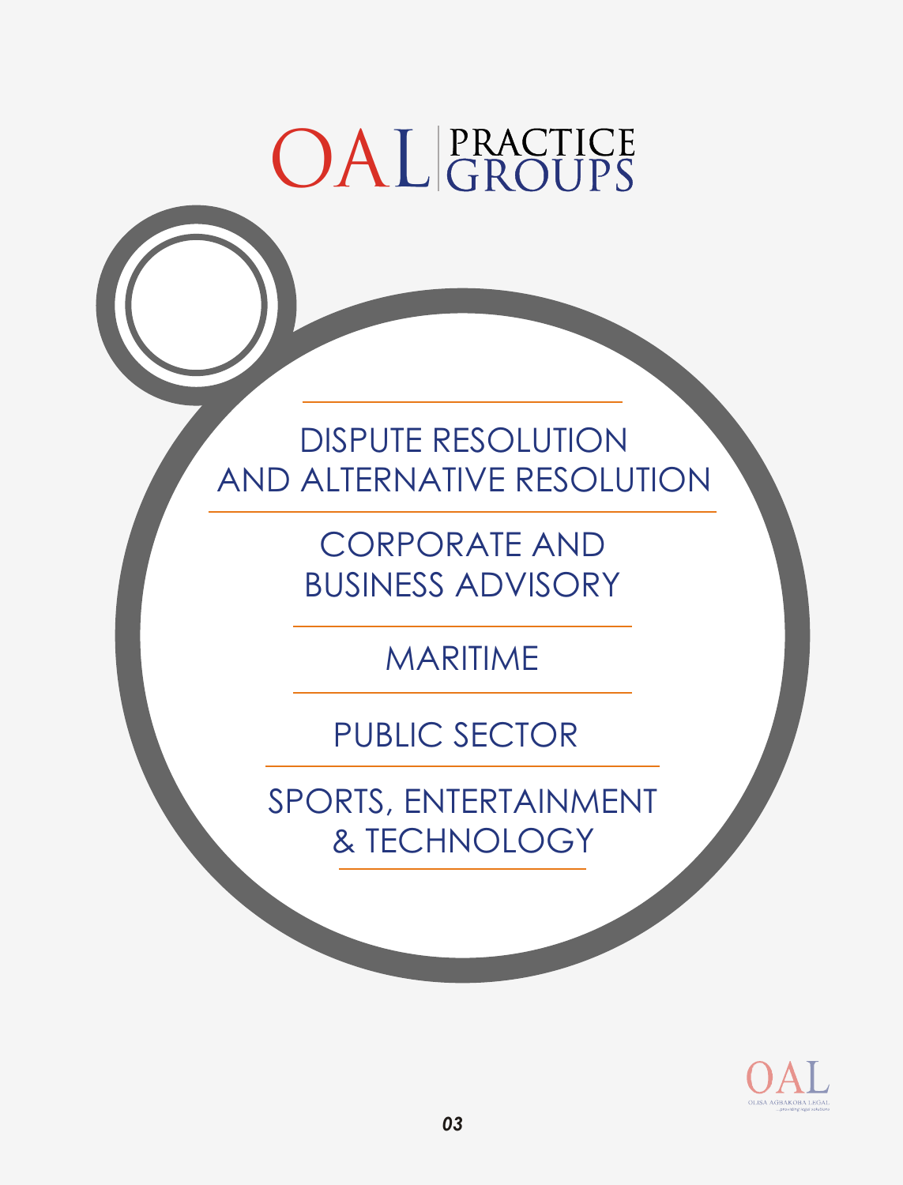# OAL PRACTICE GROUPS

- DISPUTE RESOLUTION AND ALTERNATIVE RESOLUTION
- CORPORATE AND BUSINESS ADVISORY
- MARITIME
- PUBLIC SECTOR
- SPORTS, ENTERTAINMENT & TECHNOLOGY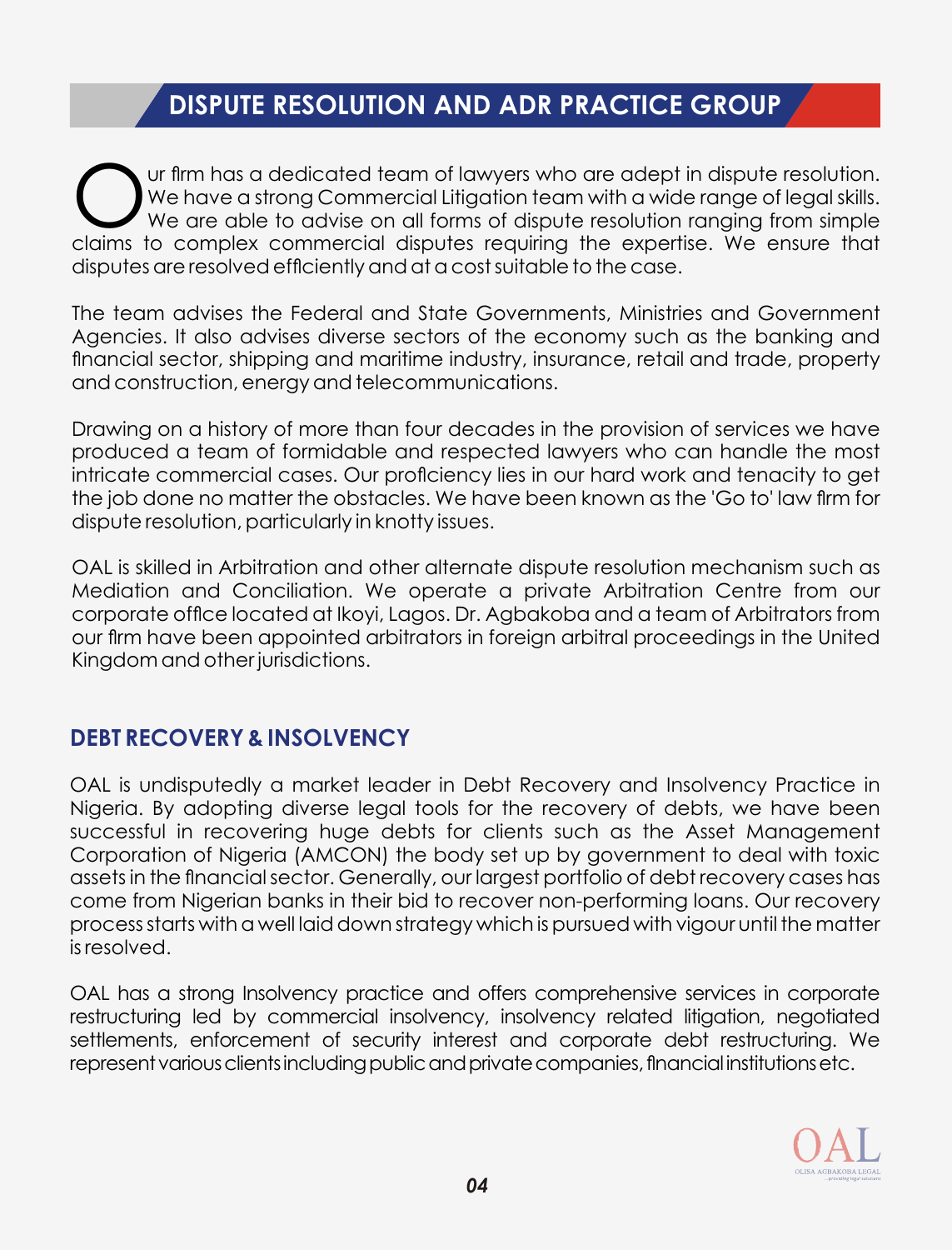## DISPUTE RESOLUTION AND ADR PRACTICE GROUP

Our firm has a dedicated team of lawyers who are adept in dispute resolution. We have a strong Commercial Litigation team with a wide range of legal skills. We are able to advise on all forms of dispute resolution ranging from simple claims to complex commercial disputes requiring the expertise. We ensure that disputes are resolved efficiently and at a cost suitable to the case.

The team advises the Federal and State Governments, Ministries and Government Agencies. It also advises diverse sectors of the economy such as the banking and financial sector, shipping and maritime industry, insurance, retail and trade, property and construction, energy and telecommunications.

Drawing on a history of more than four decades in the provision of services we have produced a team of formidable and respected lawyers who can handle the most intricate commercial cases. Our proficiency lies in our hard work and tenacity to get the job done no matter the obstacles. We have been known as the 'Go to' law firm for dispute resolution, particularly in knotty issues.

OAL is skilled in Arbitration and other alternate dispute resolution mechanism such as Mediation and Conciliation. We operate a private Arbitration Centre from our corporate office located at Ikoyi, Lagos. Dr. Agbakoba and a team of Arbitrators from our firm have been appointed arbitrators in foreign arbitral proceedings in the United Kingdom and other jurisdictions.

### DEBT RECOVERY & INSOLVENCY

OAL is undisputedly a market leader in Debt Recovery and Insolvency Practice in Nigeria. By adopting diverse legal tools for the recovery of debts, we have been successful in recovering huge debts for clients such as the Asset Management Corporation of Nigeria (AMCON) the body set up by government to deal with toxic assets in the financial sector. Generally, our largest portfolio of debt recovery cases has come from Nigerian banks in their bid to recover non-performing loans. Our recovery process starts with a well laid down strategy which is pursued with vigour until the matter is resolved.

OAL has a strong Insolvency practice and offers comprehensive services in corporate restructuring led by commercial insolvency, insolvency related litigation, negotiated settlements, enforcement of security interest and corporate debt restructuring. We represent various clients including public and private companies, financial institutions etc.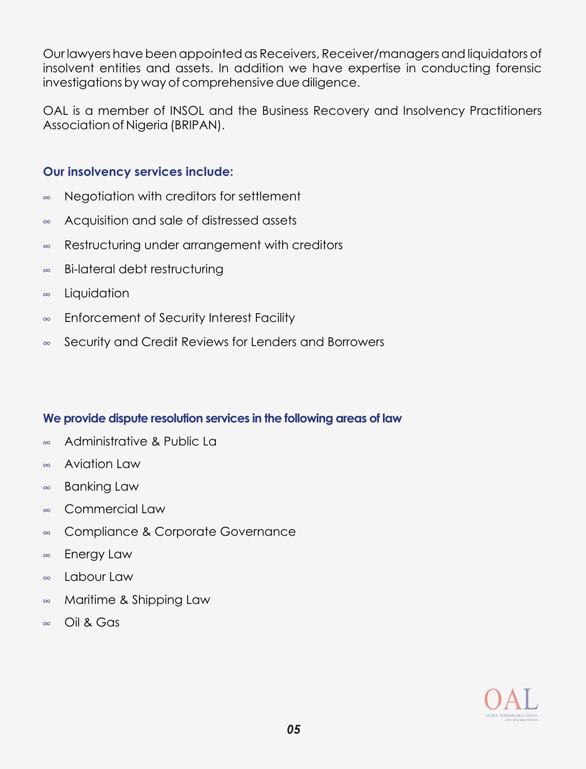Our lawyers have been appointed as Receivers, Receiver/managers and liquidators of insolvent entities and assets. In addition we have expertise in conducting forensic investigations by way of comprehensive due diligence.

OAL is a member of INSOL and the Business Recovery and Insolvency Practitioners Association of Nigeria (BRIPAN).

### Our insolvency services include:

- Negotiation with creditors for settlement
- Acquisition and sale of distressed assets
- Restructuring under arrangement with creditors
- Bi-lateral debt restructuring
- Liquidation
- Enforcement of Security Interest Facility
- Security and Credit Reviews for Lenders and Borrowers

### We provide dispute resolution services in the following areas of law

- Administrative & Public La
- Aviation Law
- Banking Law
- Commercial Law
- Compliance & Corporate Governance
- Energy Law
- Labour Law
- Maritime & Shipping Law
- Oil & Gas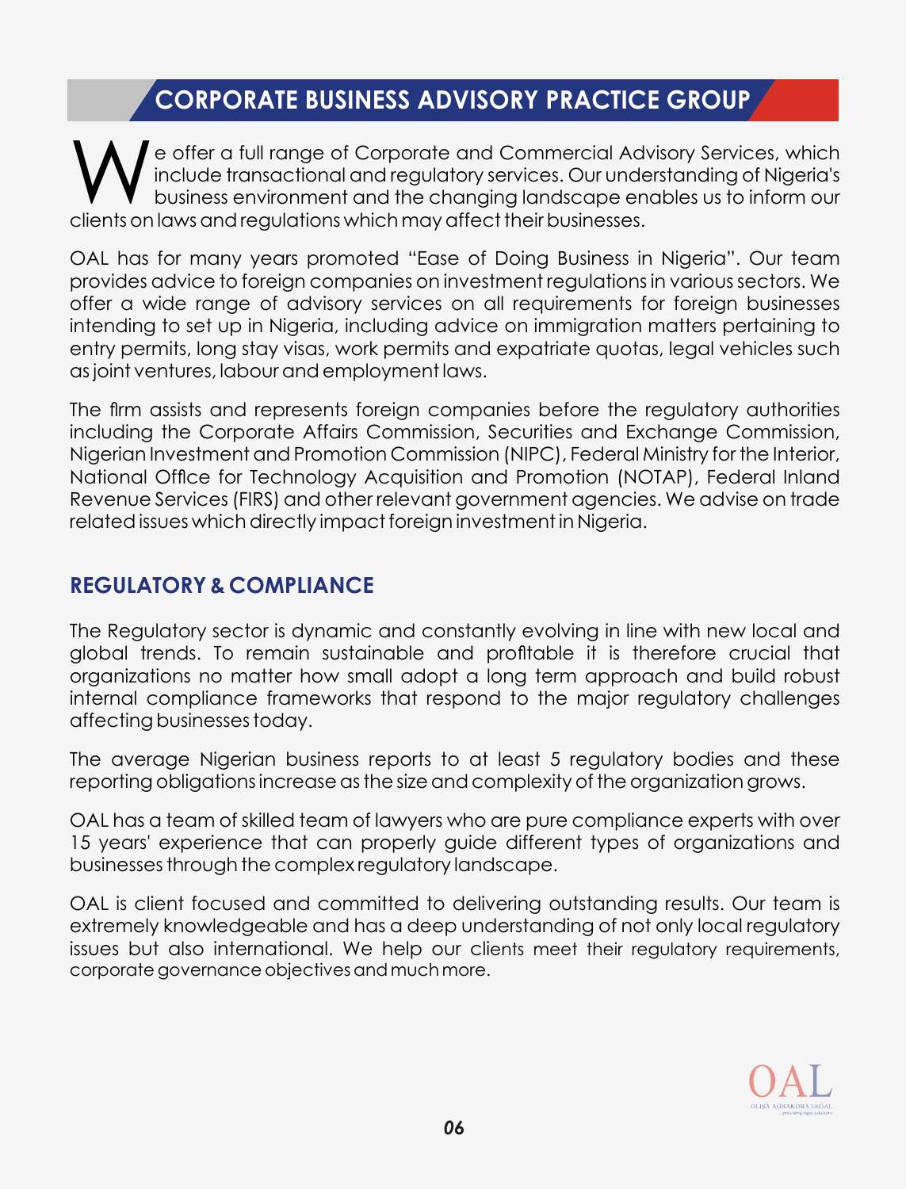## CORPORATE BUSINESS ADVISORY PRACTICE GROUP

We offer a full range of Corporate and Commercial Advisory Services, which include transactional and regulatory services. Our understanding of Nigeria's business environment and the changing landscape enables us to inform our clients on laws and regulations which may affect their businesses.

OAL has for many years promoted "Ease of Doing Business in Nigeria". Our team provides advice to foreign companies on investment regulations in various sectors. We offer a wide range of advisory services on all requirements for foreign businesses intending to set up in Nigeria, including advice on immigration matters pertaining to entry permits, long stay visas, work permits and expatriate quotas, legal vehicles such as joint ventures, labour and employment laws.

The firm assists and represents foreign companies before the regulatory authorities including the Corporate Affairs Commission, Securities and Exchange Commission, Nigerian Investment and Promotion Commission (NIPC), Federal Ministry for the Interior, National Office for Technology Acquisition and Promotion (NOTAP), Federal Inland Revenue Services (FIRS) and other relevant government agencies. We advise on trade related issues which directly impact foreign investment in Nigeria.

### REGULATORY & COMPLIANCE

The Regulatory sector is dynamic and constantly evolving in line with new local and global trends. To remain sustainable and profitable it is therefore crucial that organizations no matter how small adopt a long term approach and build robust internal compliance frameworks that respond to the major regulatory challenges affecting businesses today.

The average Nigerian business reports to at least 5 regulatory bodies and these reporting obligations increase as the size and complexity of the organization grows.

OAL has a team of skilled team of lawyers who are pure compliance experts with over 15 years' experience that can properly guide different types of organizations and businesses through the complex regulatory landscape.

OAL is client focused and committed to delivering outstanding results. Our team is extremely knowledgeable and has a deep understanding of not only local regulatory issues but also international. We help our clients meet their regulatory requirements, corporate governance objectives and much more.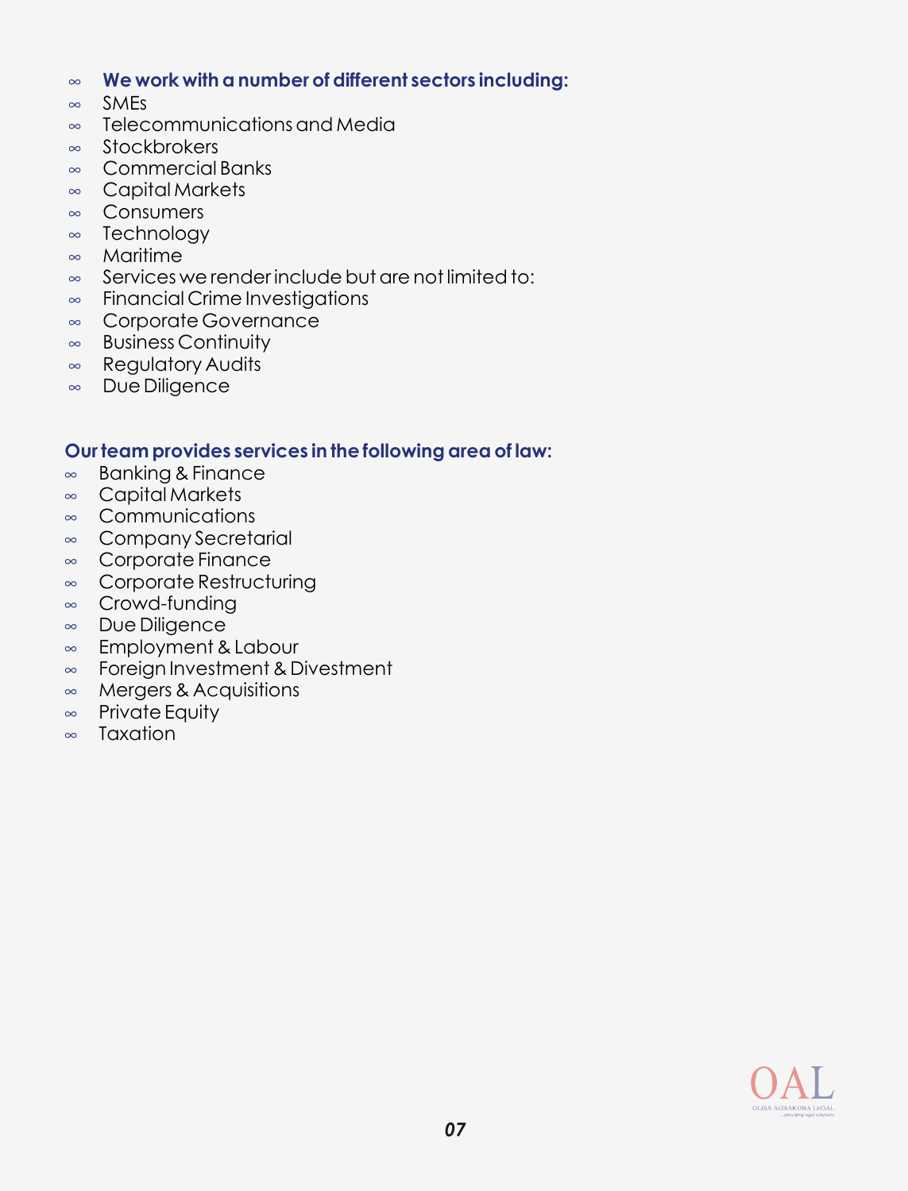- **We work with a number of different sectors including:**
- SMEs
- Telecommunications and Media
- Stockbrokers
- Commercial Banks
- Capital Markets
- Consumers
- Technology
- Maritime
- Services we render include but are not limited to:
- Financial Crime Investigations
- Corporate Governance
- Business Continuity
- Regulatory Audits
- Due Diligence

**Our team provides services in the following area of law:**

- Banking & Finance
- Capital Markets
- Communications
- Company Secretarial
- Corporate Finance
- Corporate Restructuring
- Crowd-funding
- Due Diligence
- Employment & Labour
- Foreign Investment & Divestment
- Mergers & Acquisitions
- Private Equity
- Taxation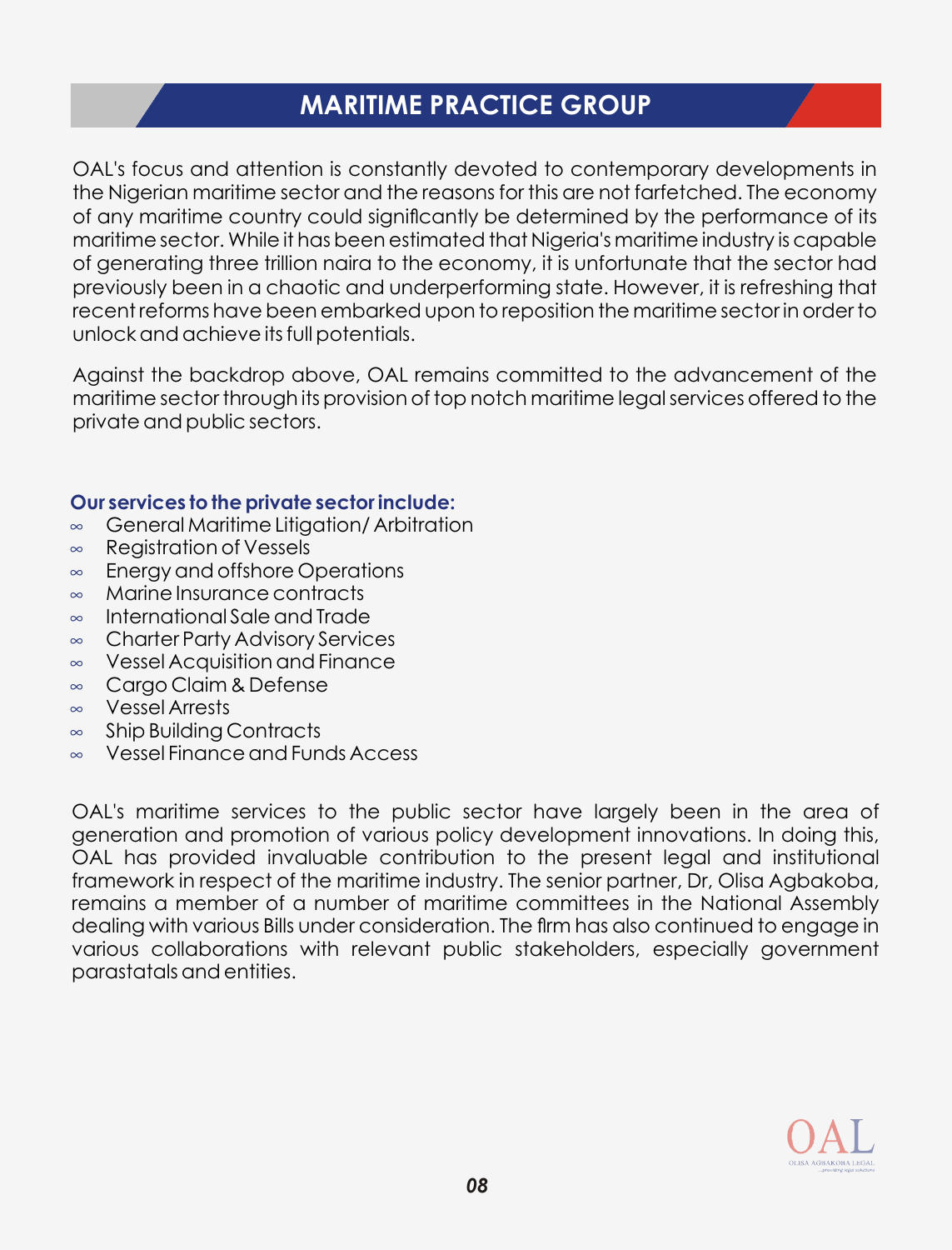# MARITIME PRACTICE GROUP

OAL's focus and attention is constantly devoted to contemporary developments in the Nigerian maritime sector and the reasons for this are not farfetched. The economy of any maritime country could significantly be determined by the performance of its maritime sector. While it has been estimated that Nigeria's maritime industry is capable of generating three trillion naira to the economy, it is unfortunate that the sector had previously been in a chaotic and underperforming state. However, it is refreshing that recent reforms have been embarked upon to reposition the maritime sector in order to unlock and achieve its full potentials.

Against the backdrop above, OAL remains committed to the advancement of the maritime sector through its provision of top notch maritime legal services offered to the private and public sectors.

**Our services to the private sector include:**

- General Maritime Litigation/ Arbitration
- Registration of Vessels
- Energy and offshore Operations
- Marine Insurance contracts
- International Sale and Trade
- Charter Party Advisory Services
- Vessel Acquisition and Finance
- Cargo Claim & Defense
- Vessel Arrests
- Ship Building Contracts
- Vessel Finance and Funds Access

OAL's maritime services to the public sector have largely been in the area of generation and promotion of various policy development innovations. In doing this, OAL has provided invaluable contribution to the present legal and institutional framework in respect of the maritime industry. The senior partner, Dr, Olisa Agbakoba, remains a member of a number of maritime committees in the National Assembly dealing with various Bills under consideration. The firm has also continued to engage in various collaborations with relevant public stakeholders, especially government parastatals and entities.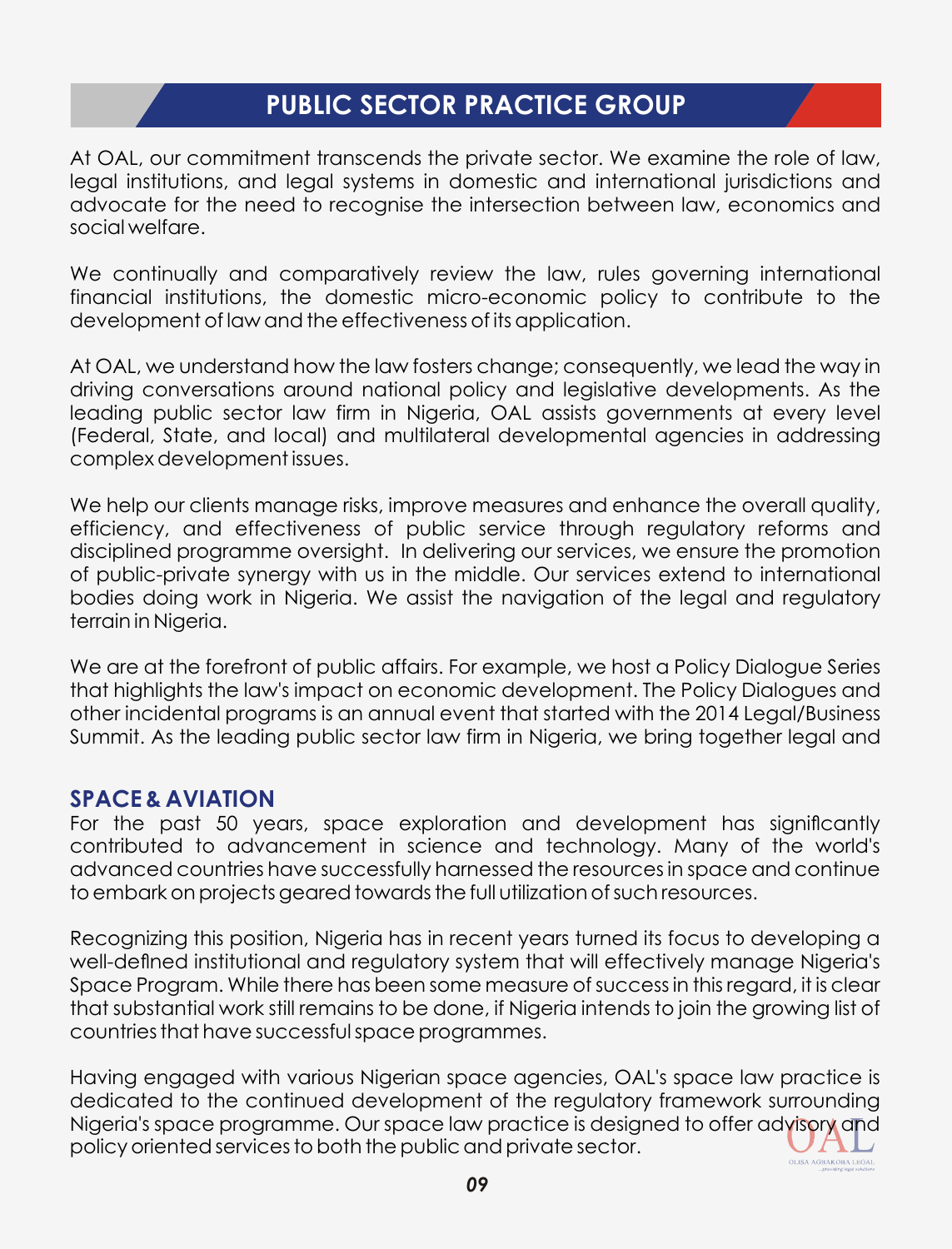# PUBLIC SECTOR PRACTICE GROUP

At OAL, our commitment transcends the private sector. We examine the role of law, legal institutions, and legal systems in domestic and international jurisdictions and advocate for the need to recognise the intersection between law, economics and social welfare.

We continually and comparatively review the law, rules governing international financial institutions, the domestic micro-economic policy to contribute to the development of law and the effectiveness of its application.

At OAL, we understand how the law fosters change; consequently, we lead the way in driving conversations around national policy and legislative developments. As the leading public sector law firm in Nigeria, OAL assists governments at every level (Federal, State, and local) and multilateral developmental agencies in addressing complex development issues.

We help our clients manage risks, improve measures and enhance the overall quality, efficiency, and effectiveness of public service through regulatory reforms and disciplined programme oversight. In delivering our services, we ensure the promotion of public-private synergy with us in the middle. Our services extend to international bodies doing work in Nigeria. We assist the navigation of the legal and regulatory terrain in Nigeria.

We are at the forefront of public affairs. For example, we host a Policy Dialogue Series that highlights the law's impact on economic development. The Policy Dialogues and other incidental programs is an annual event that started with the 2014 Legal/Business Summit. As the leading public sector law firm in Nigeria, we bring together legal and

## SPACE & AVIATION

For the past 50 years, space exploration and development has significantly contributed to advancement in science and technology. Many of the world's advanced countries have successfully harnessed the resources in space and continue to embark on projects geared towards the full utilization of such resources.

Recognizing this position, Nigeria has in recent years turned its focus to developing a well-defined institutional and regulatory system that will effectively manage Nigeria's Space Program. While there has been some measure of success in this regard, it is clear that substantial work still remains to be done, if Nigeria intends to join the growing list of countries that have successful space programmes.

Having engaged with various Nigerian space agencies, OAL's space law practice is dedicated to the continued development of the regulatory framework surrounding Nigeria's space programme. Our space law practice is designed to offer advisory and policy oriented services to both the public and private sector.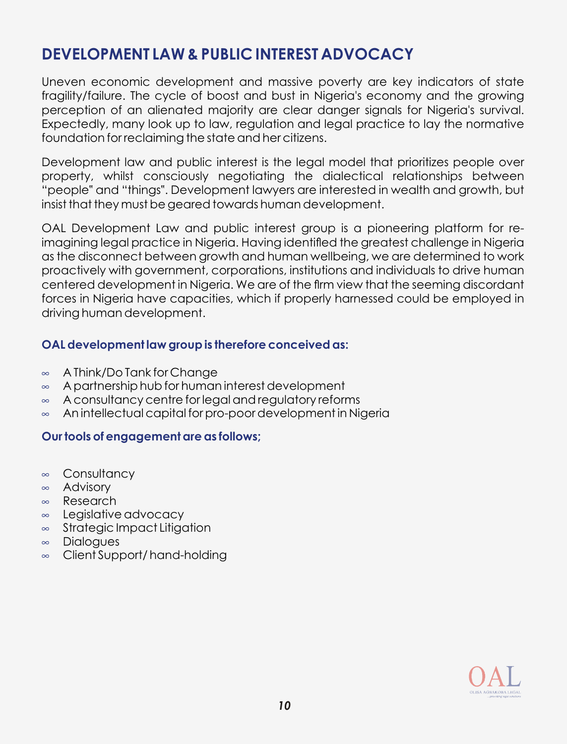## DEVELOPMENT LAW & PUBLIC INTEREST ADVOCACY

Uneven economic development and massive poverty are key indicators of state fragility/failure. The cycle of boost and bust in Nigeria's economy and the growing perception of an alienated majority are clear danger signals for Nigeria's survival. Expectedly, many look up to law, regulation and legal practice to lay the normative foundation for reclaiming the state and her citizens.

Development law and public interest is the legal model that prioritizes people over property, whilst consciously negotiating the dialectical relationships between "people" and "things". Development lawyers are interested in wealth and growth, but insist that they must be geared towards human development.

OAL Development Law and public interest group is a pioneering platform for re-imagining legal practice in Nigeria. Having identified the greatest challenge in Nigeria as the disconnect between growth and human wellbeing, we are determined to work proactively with government, corporations, institutions and individuals to drive human centered development in Nigeria. We are of the firm view that the seeming discordant forces in Nigeria have capacities, which if properly harnessed could be employed in driving human development.

**OAL development law group is therefore conceived as:**

- A Think/Do Tank for Change
- A partnership hub for human interest development
- A consultancy centre for legal and regulatory reforms
- An intellectual capital for pro-poor development in Nigeria

**Our tools of engagement are as follows;**

- Consultancy
- Advisory
- Research
- Legislative advocacy
- Strategic Impact Litigation
- Dialogues
- Client Support/ hand-holding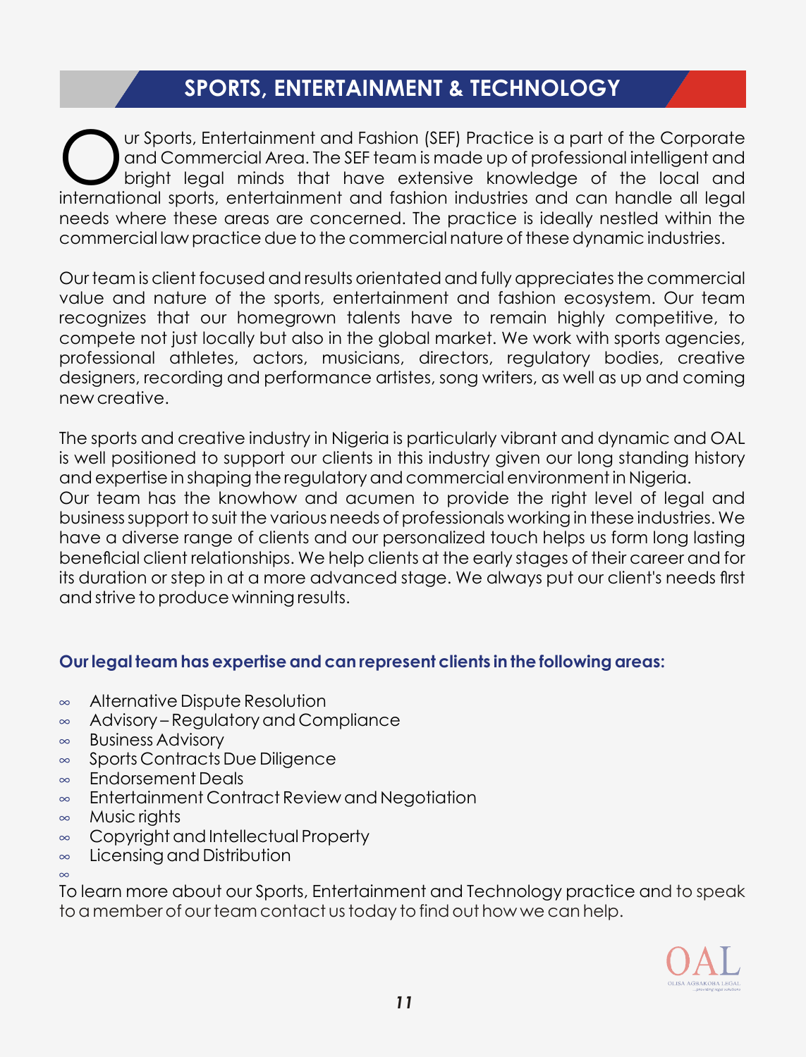# SPORTS, ENTERTAINMENT & TECHNOLOGY

Our Sports, Entertainment and Fashion (SEF) Practice is a part of the Corporate and Commercial Area. The SEF team is made up of professional intelligent and bright legal minds that have extensive knowledge of the local and international sports, entertainment and fashion industries and can handle all legal needs where these areas are concerned. The practice is ideally nestled within the commercial law practice due to the commercial nature of these dynamic industries.

Our team is client focused and results orientated and fully appreciates the commercial value and nature of the sports, entertainment and fashion ecosystem. Our team recognizes that our homegrown talents have to remain highly competitive, to compete not just locally but also in the global market. We work with sports agencies, professional athletes, actors, musicians, directors, regulatory bodies, creative designers, recording and performance artistes, song writers, as well as up and coming new creative.

The sports and creative industry in Nigeria is particularly vibrant and dynamic and OAL is well positioned to support our clients in this industry given our long standing history and expertise in shaping the regulatory and commercial environment in Nigeria.
Our team has the knowhow and acumen to provide the right level of legal and business support to suit the various needs of professionals working in these industries. We have a diverse range of clients and our personalized touch helps us form long lasting beneficial client relationships. We help clients at the early stages of their career and for its duration or step in at a more advanced stage. We always put our client's needs first and strive to produce winning results.

**Our legal team has expertise and can represent clients in the following areas:**

- Alternative Dispute Resolution
- Advisory – Regulatory and Compliance
- Business Advisory
- Sports Contracts Due Diligence
- Endorsement Deals
- Entertainment Contract Review and Negotiation
- Music rights
- Copyright and Intellectual Property
- Licensing and Distribution

To learn more about our Sports, Entertainment and Technology practice and to speak to a member of our team contact us today to find out how we can help.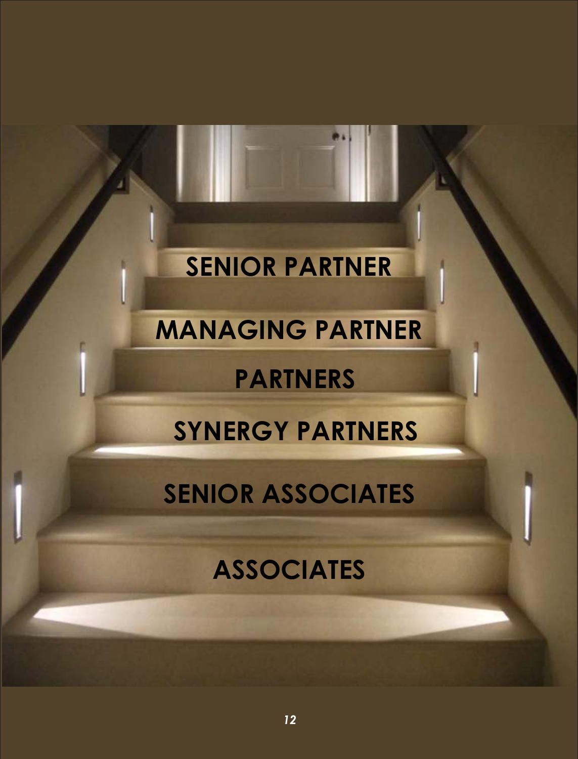SENIOR PARTNER

MANAGING PARTNER

PARTNERS

SYNERGY PARTNERS

SENIOR ASSOCIATES

ASSOCIATES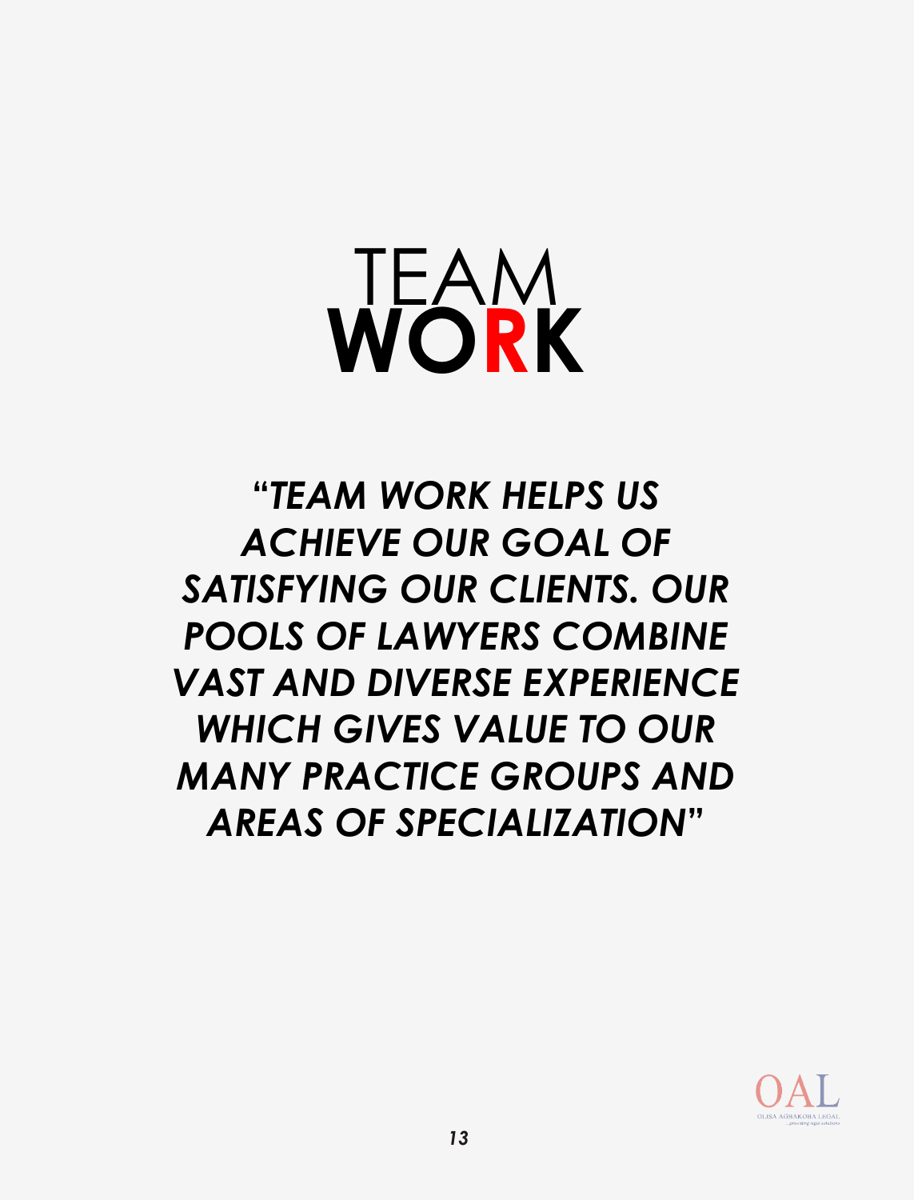# TEAM WORK

***"TEAM WORK HELPS US ACHIEVE OUR GOAL OF SATISFYING OUR CLIENTS. OUR POOLS OF LAWYERS COMBINE VAST AND DIVERSE EXPERIENCE WHICH GIVES VALUE TO OUR MANY PRACTICE GROUPS AND AREAS OF SPECIALIZATION"***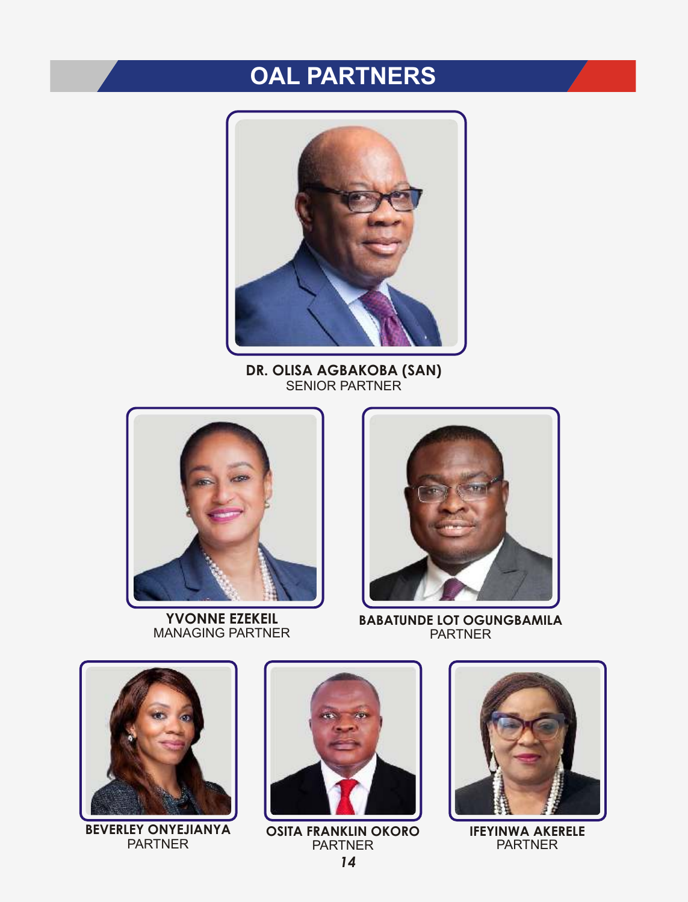# OAL PARTNERS

**DR. OLISA AGBAKOBA (SAN)**
SENIOR PARTNER

**YVONNE EZEKEIL**
MANAGING PARTNER

**BABATUNDE LOT OGUNGBAMILA**
PARTNER

**BEVERLEY ONYEJIANYA**
PARTNER

**OSITA FRANKLIN OKORO**
PARTNER

**IFEYINWA AKERELE**
PARTNER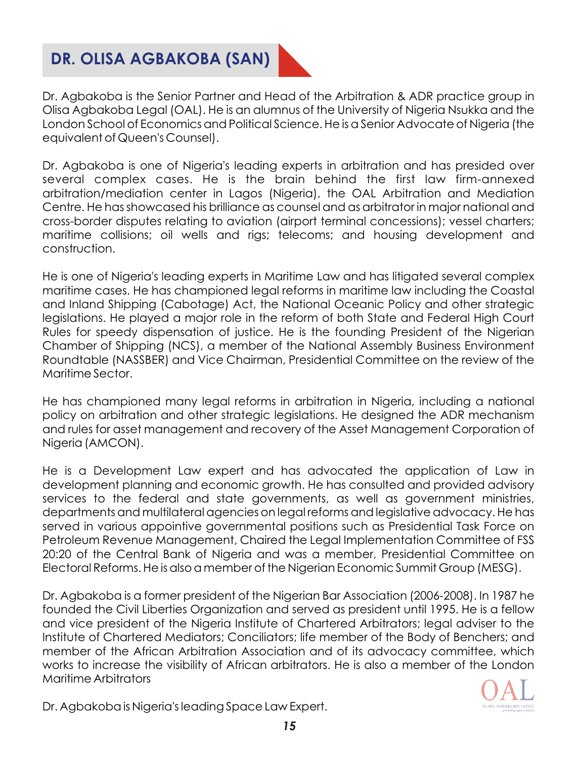## DR. OLISA AGBAKOBA (SAN)

Dr. Agbakoba is the Senior Partner and Head of the Arbitration & ADR practice group in Olisa Agbakoba Legal (OAL). He is an alumnus of the University of Nigeria Nsukka and the London School of Economics and Political Science. He is a Senior Advocate of Nigeria (the equivalent of Queen's Counsel).

Dr. Agbakoba is one of Nigeria's leading experts in arbitration and has presided over several complex cases. He is the brain behind the first law firm-annexed arbitration/mediation center in Lagos (Nigeria), the OAL Arbitration and Mediation Centre. He has showcased his brilliance as counsel and as arbitrator in major national and cross-border disputes relating to aviation (airport terminal concessions); vessel charters; maritime collisions; oil wells and rigs; telecoms; and housing development and construction.

He is one of Nigeria's leading experts in Maritime Law and has litigated several complex maritime cases. He has championed legal reforms in maritime law including the Coastal and Inland Shipping (Cabotage) Act, the National Oceanic Policy and other strategic legislations. He played a major role in the reform of both State and Federal High Court Rules for speedy dispensation of justice. He is the founding President of the Nigerian Chamber of Shipping (NCS), a member of the National Assembly Business Environment Roundtable (NASSBER) and Vice Chairman, Presidential Committee on the review of the Maritime Sector.

He has championed many legal reforms in arbitration in Nigeria, including a national policy on arbitration and other strategic legislations. He designed the ADR mechanism and rules for asset management and recovery of the Asset Management Corporation of Nigeria (AMCON).

He is a Development Law expert and has advocated the application of Law in development planning and economic growth. He has consulted and provided advisory services to the federal and state governments, as well as government ministries, departments and multilateral agencies on legal reforms and legislative advocacy. He has served in various appointive governmental positions such as Presidential Task Force on Petroleum Revenue Management, Chaired the Legal Implementation Committee of FSS 20:20 of the Central Bank of Nigeria and was a member, Presidential Committee on Electoral Reforms. He is also a member of the Nigerian Economic Summit Group (MESG).

Dr. Agbakoba is a former president of the Nigerian Bar Association (2006-2008). In 1987 he founded the Civil Liberties Organization and served as president until 1995. He is a fellow and vice president of the Nigeria Institute of Chartered Arbitrators; legal adviser to the Institute of Chartered Mediators; Conciliators; life member of the Body of Benchers; and member of the African Arbitration Association and of its advocacy committee, which works to increase the visibility of African arbitrators. He is also a member of the London Maritime Arbitrators

Dr. Agbakoba is Nigeria's leading Space Law Expert.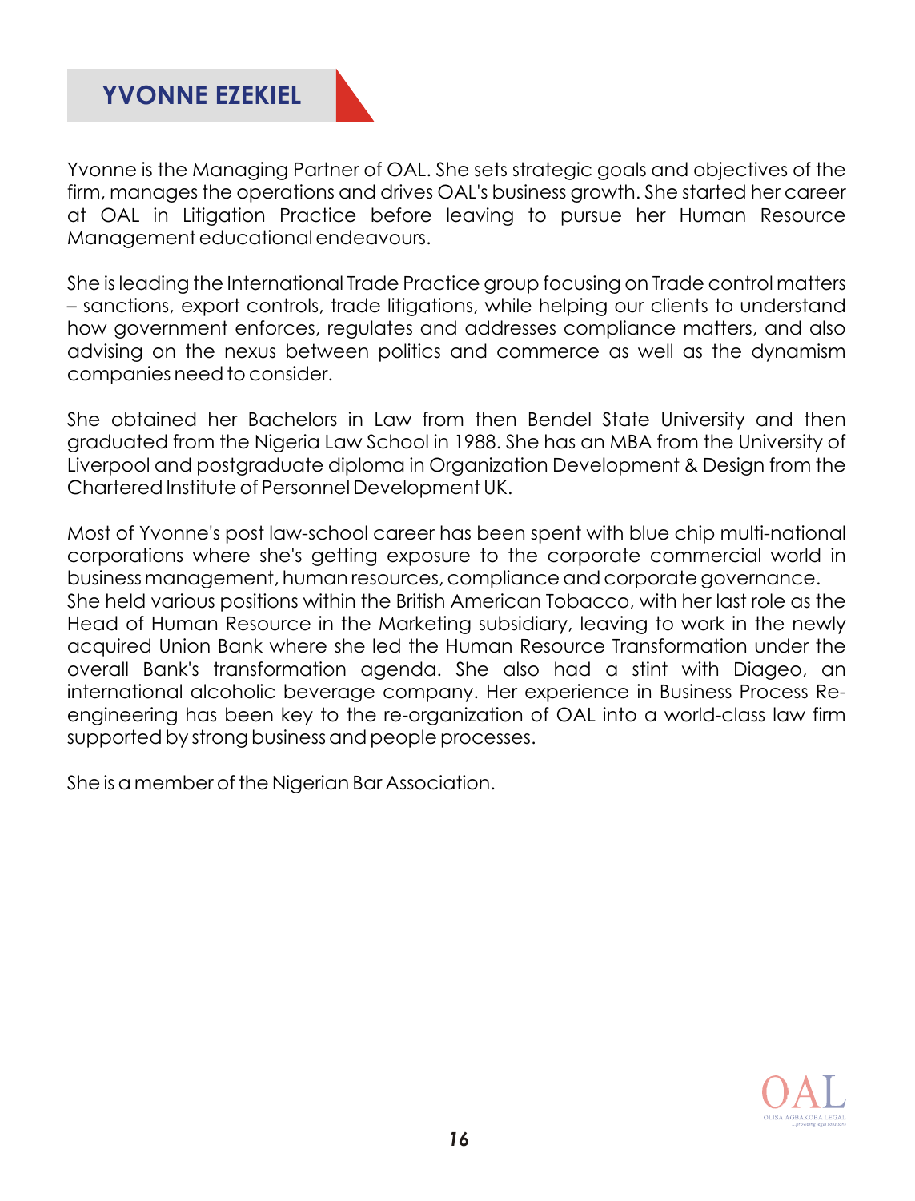## YVONNE EZEKIEL

Yvonne is the Managing Partner of OAL. She sets strategic goals and objectives of the firm, manages the operations and drives OAL's business growth. She started her career at OAL in Litigation Practice before leaving to pursue her Human Resource Management educational endeavours.

She is leading the International Trade Practice group focusing on Trade control matters – sanctions, export controls, trade litigations, while helping our clients to understand how government enforces, regulates and addresses compliance matters, and also advising on the nexus between politics and commerce as well as the dynamism companies need to consider.

She obtained her Bachelors in Law from then Bendel State University and then graduated from the Nigeria Law School in 1988. She has an MBA from the University of Liverpool and postgraduate diploma in Organization Development & Design from the Chartered Institute of Personnel Development UK.

Most of Yvonne's post law-school career has been spent with blue chip multi-national corporations where she's getting exposure to the corporate commercial world in business management, human resources, compliance and corporate governance.
She held various positions within the British American Tobacco, with her last role as the Head of Human Resource in the Marketing subsidiary, leaving to work in the newly acquired Union Bank where she led the Human Resource Transformation under the overall Bank's transformation agenda. She also had a stint with Diageo, an international alcoholic beverage company. Her experience in Business Process Re-engineering has been key to the re-organization of OAL into a world-class law firm supported by strong business and people processes.

She is a member of the Nigerian Bar Association.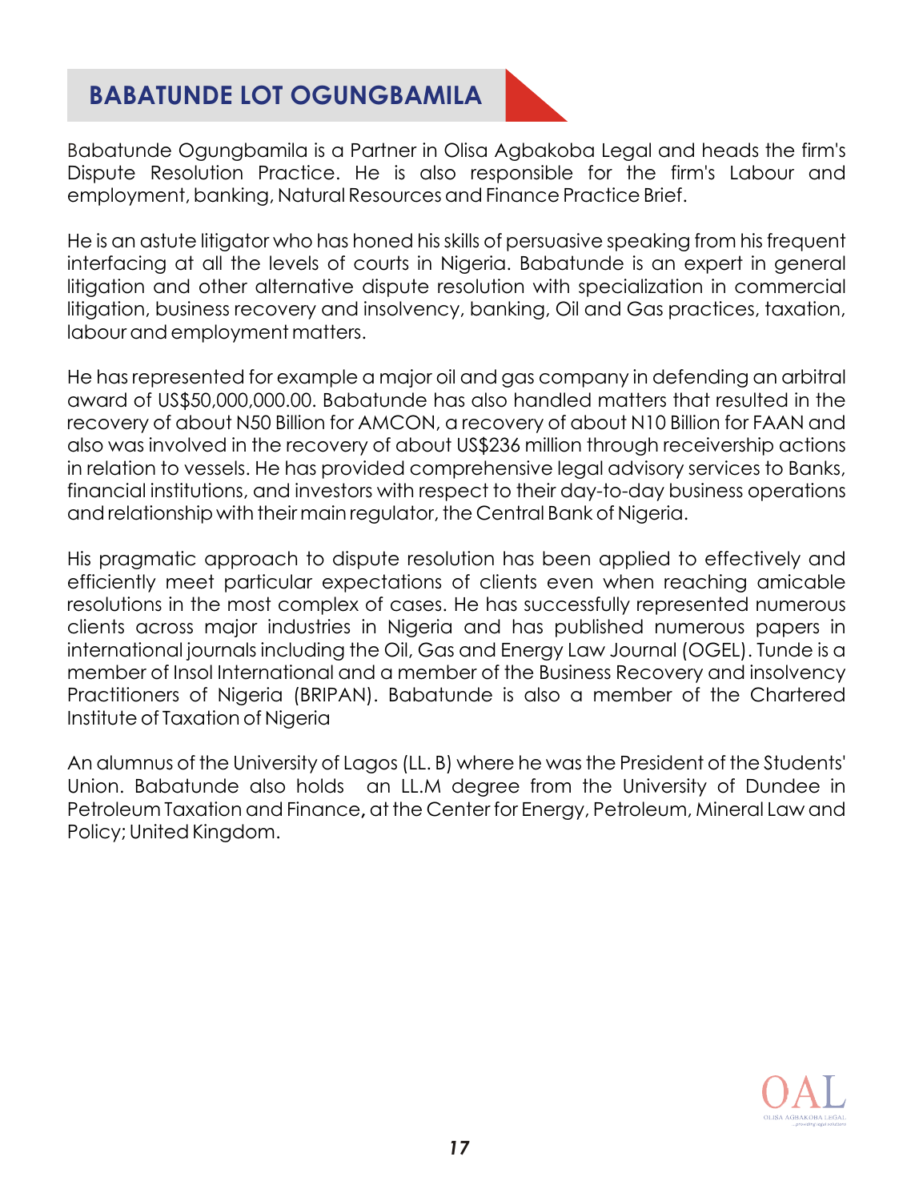## BABATUNDE LOT OGUNGBAMILA

Babatunde Ogungbamila is a Partner in Olisa Agbakoba Legal and heads the firm's Dispute Resolution Practice. He is also responsible for the firm's Labour and employment, banking, Natural Resources and Finance Practice Brief.

He is an astute litigator who has honed his skills of persuasive speaking from his frequent interfacing at all the levels of courts in Nigeria. Babatunde is an expert in general litigation and other alternative dispute resolution with specialization in commercial litigation, business recovery and insolvency, banking, Oil and Gas practices, taxation, labour and employment matters.

He has represented for example a major oil and gas company in defending an arbitral award of US$50,000,000.00. Babatunde has also handled matters that resulted in the recovery of about N50 Billion for AMCON, a recovery of about N10 Billion for FAAN and also was involved in the recovery of about US$236 million through receivership actions in relation to vessels. He has provided comprehensive legal advisory services to Banks, financial institutions, and investors with respect to their day-to-day business operations and relationship with their main regulator, the Central Bank of Nigeria.

His pragmatic approach to dispute resolution has been applied to effectively and efficiently meet particular expectations of clients even when reaching amicable resolutions in the most complex of cases. He has successfully represented numerous clients across major industries in Nigeria and has published numerous papers in international journals including the Oil, Gas and Energy Law Journal (OGEL). Tunde is a member of Insol International and a member of the Business Recovery and insolvency Practitioners of Nigeria (BRIPAN). Babatunde is also a member of the Chartered Institute of Taxation of Nigeria

An alumnus of the University of Lagos (LL. B) where he was the President of the Students' Union. Babatunde also holds an LL.M degree from the University of Dundee in Petroleum Taxation and Finance, at the Center for Energy, Petroleum, Mineral Law and Policy; United Kingdom.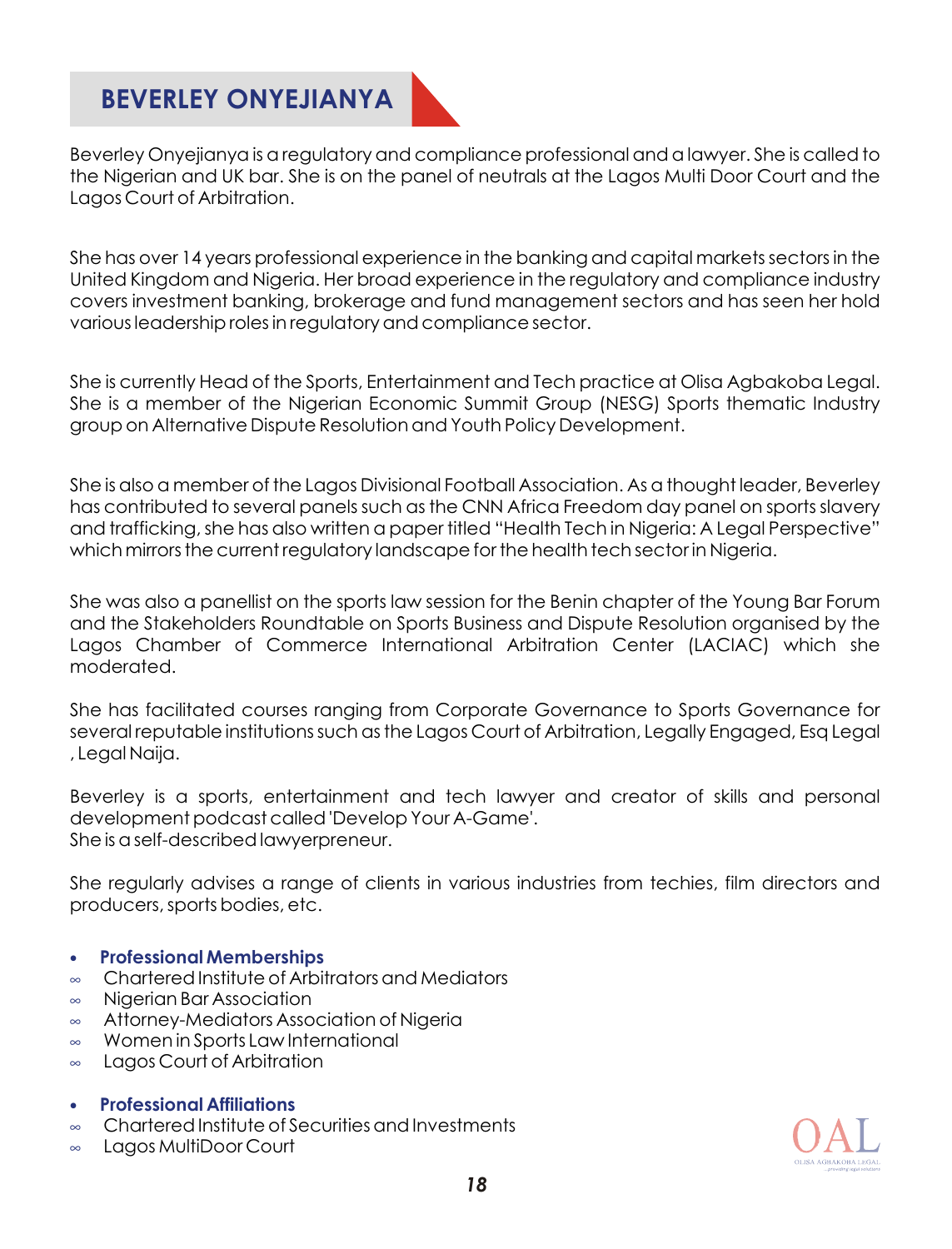# BEVERLEY ONYEJIANYA

Beverley Onyejianya is a regulatory and compliance professional and a lawyer. She is called to the Nigerian and UK bar. She is on the panel of neutrals at the Lagos Multi Door Court and the Lagos Court of Arbitration.

She has over 14 years professional experience in the banking and capital markets sectors in the United Kingdom and Nigeria. Her broad experience in the regulatory and compliance industry covers investment banking, brokerage and fund management sectors and has seen her hold various leadership roles in regulatory and compliance sector.

She is currently Head of the Sports, Entertainment and Tech practice at Olisa Agbakoba Legal. She is a member of the Nigerian Economic Summit Group (NESG) Sports thematic Industry group on Alternative Dispute Resolution and Youth Policy Development.

She is also a member of the Lagos Divisional Football Association. As a thought leader, Beverley has contributed to several panels such as the CNN Africa Freedom day panel on sports slavery and trafficking, she has also written a paper titled "Health Tech in Nigeria: A Legal Perspective" which mirrors the current regulatory landscape for the health tech sector in Nigeria.

She was also a panellist on the sports law session for the Benin chapter of the Young Bar Forum and the Stakeholders Roundtable on Sports Business and Dispute Resolution organised by the Lagos Chamber of Commerce International Arbitration Center (LACIAC) which she moderated.

She has facilitated courses ranging from Corporate Governance to Sports Governance for several reputable institutions such as the Lagos Court of Arbitration, Legally Engaged, Esq Legal , Legal Naija.

Beverley is a sports, entertainment and tech lawyer and creator of skills and personal development podcast called 'Develop Your A-Game'.
She is a self-described lawyerpreneur.

She regularly advises a range of clients in various industries from techies, film directors and producers, sports bodies, etc.

- **Professional Memberships**
  - Chartered Institute of Arbitrators and Mediators
  - Nigerian Bar Association
  - Attorney-Mediators Association of Nigeria
  - Women in Sports Law International
  - Lagos Court of Arbitration

- **Professional Affiliations**
  - Chartered Institute of Securities and Investments
  - Lagos MultiDoor Court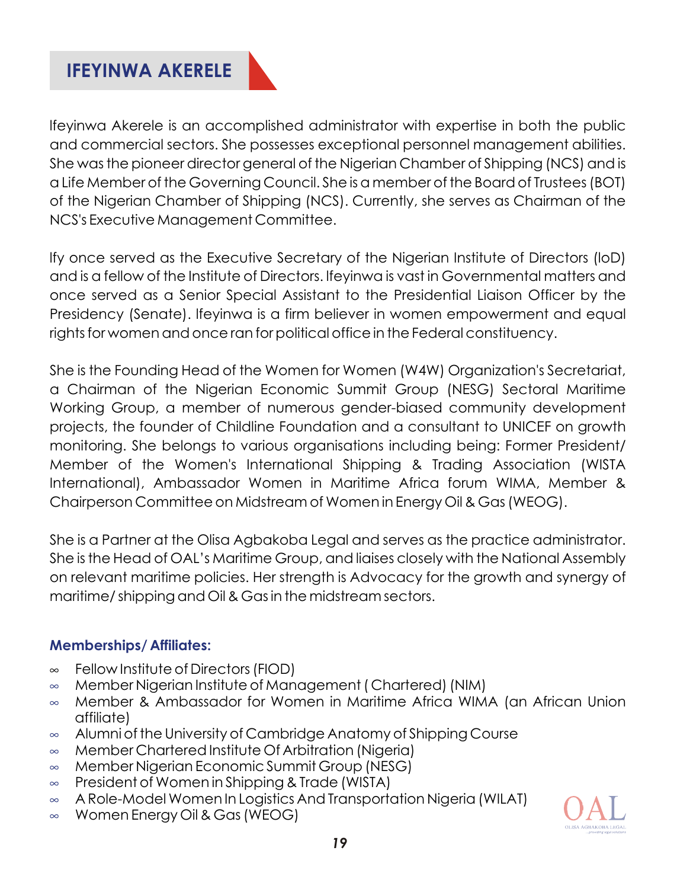## IFEYINWA AKERELE

Ifeyinwa Akerele is an accomplished administrator with expertise in both the public and commercial sectors. She possesses exceptional personnel management abilities. She was the pioneer director general of the Nigerian Chamber of Shipping (NCS) and is a Life Member of the Governing Council. She is a member of the Board of Trustees (BOT) of the Nigerian Chamber of Shipping (NCS). Currently, she serves as Chairman of the NCS's Executive Management Committee.

Ify once served as the Executive Secretary of the Nigerian Institute of Directors (IoD) and is a fellow of the Institute of Directors. Ifeyinwa is vast in Governmental matters and once served as a Senior Special Assistant to the Presidential Liaison Officer by the Presidency (Senate). Ifeyinwa is a firm believer in women empowerment and equal rights for women and once ran for political office in the Federal constituency.

She is the Founding Head of the Women for Women (W4W) Organization's Secretariat, a Chairman of the Nigerian Economic Summit Group (NESG) Sectoral Maritime Working Group, a member of numerous gender-biased community development projects, the founder of Childline Foundation and a consultant to UNICEF on growth monitoring. She belongs to various organisations including being: Former President/ Member of the Women's International Shipping & Trading Association (WISTA International), Ambassador Women in Maritime Africa forum WIMA, Member & Chairperson Committee on Midstream of Women in Energy Oil & Gas (WEOG).

She is a Partner at the Olisa Agbakoba Legal and serves as the practice administrator. She is the Head of OAL's Maritime Group, and liaises closely with the National Assembly on relevant maritime policies. Her strength is Advocacy for the growth and synergy of maritime/ shipping and Oil & Gas in the midstream sectors.

### Memberships/ Affiliates:

- Fellow Institute of Directors (FIOD)
- Member Nigerian Institute of Management ( Chartered) (NIM)
- Member & Ambassador for Women in Maritime Africa WIMA (an African Union affiliate)
- Alumni of the University of Cambridge Anatomy of Shipping Course
- Member Chartered Institute Of Arbitration (Nigeria)
- Member Nigerian Economic Summit Group (NESG)
- President of Women in Shipping & Trade (WISTA)
- A Role-Model Women In Logistics And Transportation Nigeria (WILAT)
- Women Energy Oil & Gas (WEOG)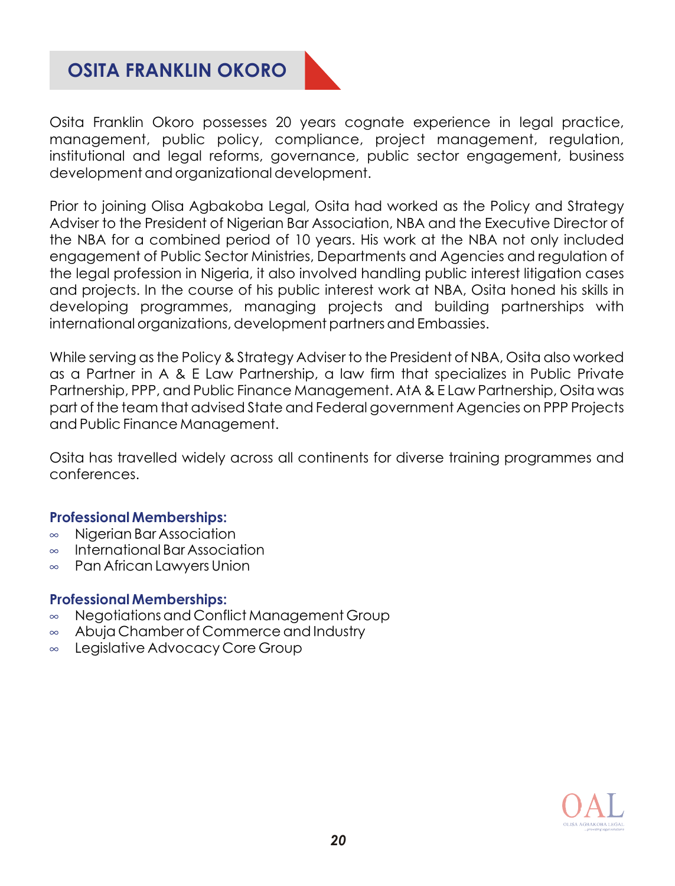# OSITA FRANKLIN OKORO

Osita Franklin Okoro possesses 20 years cognate experience in legal practice, management, public policy, compliance, project management, regulation, institutional and legal reforms, governance, public sector engagement, business development and organizational development.

Prior to joining Olisa Agbakoba Legal, Osita had worked as the Policy and Strategy Adviser to the President of Nigerian Bar Association, NBA and the Executive Director of the NBA for a combined period of 10 years. His work at the NBA not only included engagement of Public Sector Ministries, Departments and Agencies and regulation of the legal profession in Nigeria, it also involved handling public interest litigation cases and projects. In the course of his public interest work at NBA, Osita honed his skills in developing programmes, managing projects and building partnerships with international organizations, development partners and Embassies.

While serving as the Policy & Strategy Adviser to the President of NBA, Osita also worked as a Partner in A & E Law Partnership, a law firm that specializes in Public Private Partnership, PPP, and Public Finance Management. AtA & E Law Partnership, Osita was part of the team that advised State and Federal government Agencies on PPP Projects and Public Finance Management.

Osita has travelled widely across all continents for diverse training programmes and conferences.

**Professional Memberships:**

- Nigerian Bar Association
- International Bar Association
- Pan African Lawyers Union

**Professional Memberships:**

- Negotiations and Conflict Management Group
- Abuja Chamber of Commerce and Industry
- Legislative Advocacy Core Group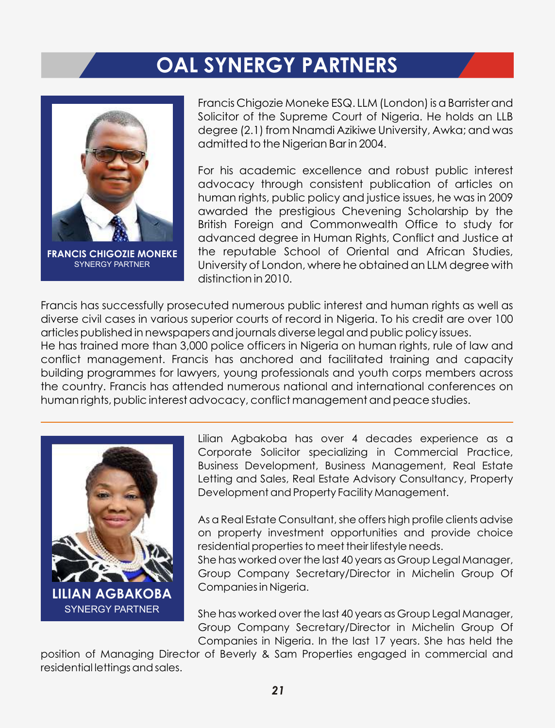# OAL SYNERGY PARTNERS

**FRANCIS CHIGOZIE MONEKE**
SYNERGY PARTNER

Francis Chigozie Moneke ESQ. LLM (London) is a Barrister and Solicitor of the Supreme Court of Nigeria. He holds an LLB degree (2.1) from Nnamdi Azikiwe University, Awka; and was admitted to the Nigerian Bar in 2004.

For his academic excellence and robust public interest advocacy through consistent publication of articles on human rights, public policy and justice issues, he was in 2009 awarded the prestigious Chevening Scholarship by the British Foreign and Commonwealth Office to study for advanced degree in Human Rights, Conflict and Justice at the reputable School of Oriental and African Studies, University of London, where he obtained an LLM degree with distinction in 2010.

Francis has successfully prosecuted numerous public interest and human rights as well as diverse civil cases in various superior courts of record in Nigeria. To his credit are over 100 articles published in newspapers and journals diverse legal and public policy issues.
He has trained more than 3,000 police officers in Nigeria on human rights, rule of law and conflict management. Francis has anchored and facilitated training and capacity building programmes for lawyers, young professionals and youth corps members across the country. Francis has attended numerous national and international conferences on human rights, public interest advocacy, conflict management and peace studies.

---

**LILIAN AGBAKOBA**
SYNERGY PARTNER

Lilian Agbakoba has over 4 decades experience as a Corporate Solicitor specializing in Commercial Practice, Business Development, Business Management, Real Estate Letting and Sales, Real Estate Advisory Consultancy, Property Development and Property Facility Management.

As a Real Estate Consultant, she offers high profile clients advise on property investment opportunities and provide choice residential properties to meet their lifestyle needs.
She has worked over the last 40 years as Group Legal Manager, Group Company Secretary/Director in Michelin Group Of Companies in Nigeria.

She has worked over the last 40 years as Group Legal Manager, Group Company Secretary/Director in Michelin Group Of Companies in Nigeria. In the last 17 years. She has held the position of Managing Director of Beverly & Sam Properties engaged in commercial and residential lettings and sales.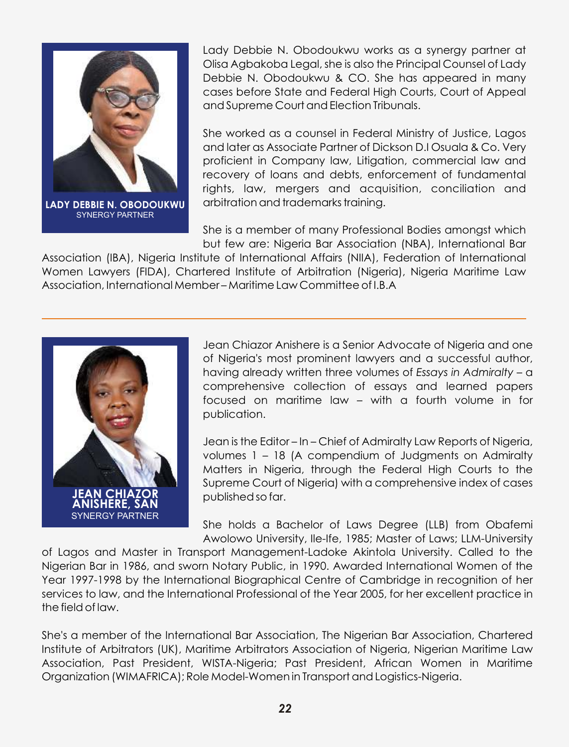**LADY DEBBIE N. OBODOUKWU**
SYNERGY PARTNER

Lady Debbie N. Obodoukwu works as a synergy partner at Olisa Agbakoba Legal, she is also the Principal Counsel of Lady Debbie N. Obodoukwu & CO. She has appeared in many cases before State and Federal High Courts, Court of Appeal and Supreme Court and Election Tribunals.

She worked as a counsel in Federal Ministry of Justice, Lagos and later as Associate Partner of Dickson D.I Osuala & Co. Very proficient in Company law, Litigation, commercial law and recovery of loans and debts, enforcement of fundamental rights, law, mergers and acquisition, conciliation and arbitration and trademarks training.

She is a member of many Professional Bodies amongst which but few are: Nigeria Bar Association (NBA), International Bar Association (IBA), Nigeria Institute of International Affairs (NIIA), Federation of International Women Lawyers (FIDA), Chartered Institute of Arbitration (Nigeria), Nigeria Maritime Law Association, International Member – Maritime Law Committee of I.B.A

---

**JEAN CHIAZOR ANISHERE, SAN**
SYNERGY PARTNER

Jean Chiazor Anishere is a Senior Advocate of Nigeria and one of Nigeria's most prominent lawyers and a successful author, having already written three volumes of *Essays in Admiralty* – a comprehensive collection of essays and learned papers focused on maritime law – with a fourth volume in for publication.

Jean is the Editor – In – Chief of Admiralty Law Reports of Nigeria, volumes 1 – 18 (A compendium of Judgments on Admiralty Matters in Nigeria, through the Federal High Courts to the Supreme Court of Nigeria) with a comprehensive index of cases published so far.

She holds a Bachelor of Laws Degree (LLB) from Obafemi Awolowo University, Ile-Ife, 1985; Master of Laws; LLM-University of Lagos and Master in Transport Management-Ladoke Akintola University. Called to the Nigerian Bar in 1986, and sworn Notary Public, in 1990. Awarded International Women of the Year 1997-1998 by the International Biographical Centre of Cambridge in recognition of her services to law, and the International Professional of the Year 2005, for her excellent practice in the field of law.

She's a member of the International Bar Association, The Nigerian Bar Association, Chartered Institute of Arbitrators (UK), Maritime Arbitrators Association of Nigeria, Nigerian Maritime Law Association, Past President, WISTA-Nigeria; Past President, African Women in Maritime Organization (WIMAFRICA); Role Model-Women in Transport and Logistics-Nigeria.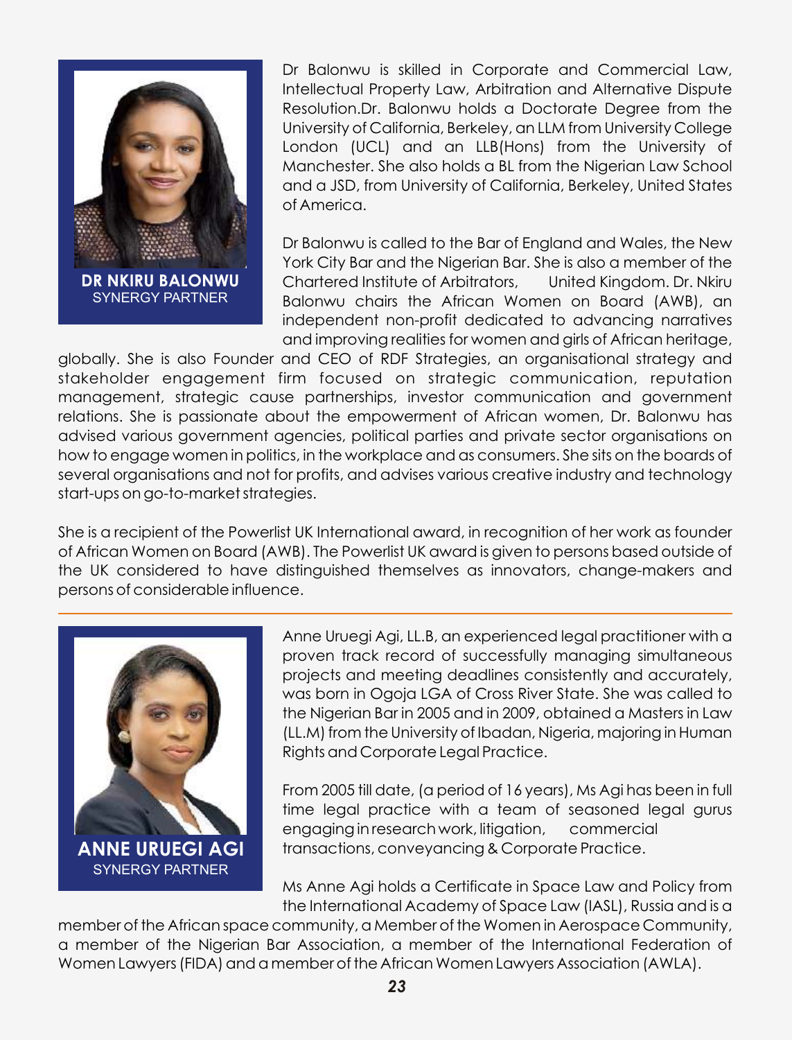**DR NKIRU BALONWU**
SYNERGY PARTNER

Dr Balonwu is skilled in Corporate and Commercial Law, Intellectual Property Law, Arbitration and Alternative Dispute Resolution.Dr. Balonwu holds a Doctorate Degree from the University of California, Berkeley, an LLM from University College London (UCL) and an LLB(Hons) from the University of Manchester. She also holds a BL from the Nigerian Law School and a JSD, from University of California, Berkeley, United States of America.

Dr Balonwu is called to the Bar of England and Wales, the New York City Bar and the Nigerian Bar. She is also a member of the Chartered Institute of Arbitrators, United Kingdom. Dr. Nkiru Balonwu chairs the African Women on Board (AWB), an independent non-profit dedicated to advancing narratives and improving realities for women and girls of African heritage, globally. She is also Founder and CEO of RDF Strategies, an organisational strategy and stakeholder engagement firm focused on strategic communication, reputation management, strategic cause partnerships, investor communication and government relations. She is passionate about the empowerment of African women, Dr. Balonwu has advised various government agencies, political parties and private sector organisations on how to engage women in politics, in the workplace and as consumers. She sits on the boards of several organisations and not for profits, and advises various creative industry and technology start-ups on go-to-market strategies.

She is a recipient of the Powerlist UK International award, in recognition of her work as founder of African Women on Board (AWB). The Powerlist UK award is given to persons based outside of the UK considered to have distinguished themselves as innovators, change-makers and persons of considerable influence.

---

**ANNE URUEGI AGI**
SYNERGY PARTNER

Anne Uruegi Agi, LL.B, an experienced legal practitioner with a proven track record of successfully managing simultaneous projects and meeting deadlines consistently and accurately, was born in Ogoja LGA of Cross River State. She was called to the Nigerian Bar in 2005 and in 2009, obtained a Masters in Law (LL.M) from the University of Ibadan, Nigeria, majoring in Human Rights and Corporate Legal Practice.

From 2005 till date, (a period of 16 years), Ms Agi has been in full time legal practice with a team of seasoned legal gurus engaging in research work, litigation, commercial transactions, conveyancing & Corporate Practice.

Ms Anne Agi holds a Certificate in Space Law and Policy from the International Academy of Space Law (IASL), Russia and is a member of the African space community, a Member of the Women in Aerospace Community, a member of the Nigerian Bar Association, a member of the International Federation of Women Lawyers (FIDA) and a member of the African Women Lawyers Association (AWLA).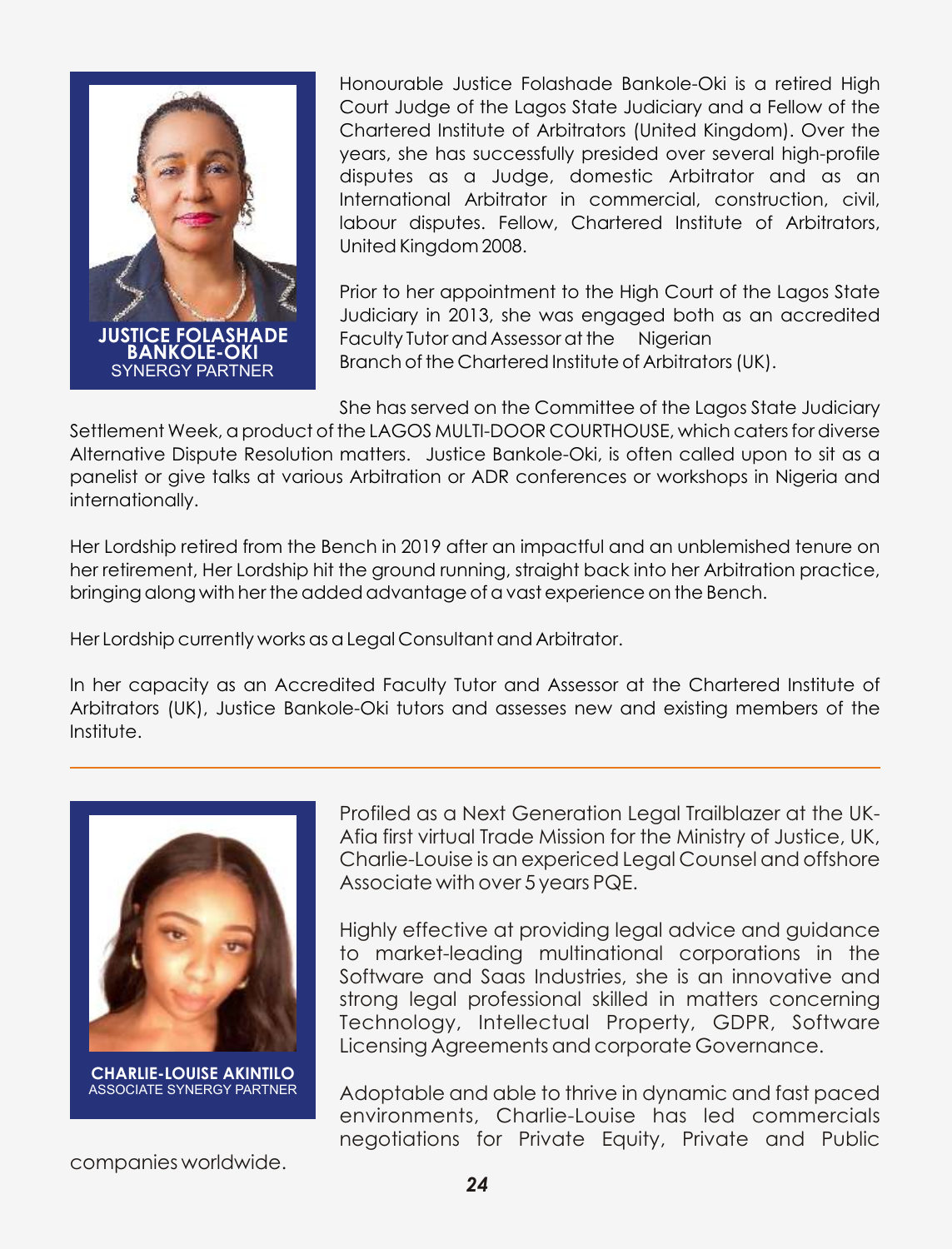**JUSTICE FOLASHADE BANKOLE-OKI**
SYNERGY PARTNER

Honourable Justice Folashade Bankole-Oki is a retired High Court Judge of the Lagos State Judiciary and a Fellow of the Chartered Institute of Arbitrators (United Kingdom). Over the years, she has successfully presided over several high-profile disputes as a Judge, domestic Arbitrator and as an International Arbitrator in commercial, construction, civil, labour disputes. Fellow, Chartered Institute of Arbitrators, United Kingdom 2008.

Prior to her appointment to the High Court of the Lagos State Judiciary in 2013, she was engaged both as an accredited Faculty Tutor and Assessor at the Nigerian Branch of the Chartered Institute of Arbitrators (UK).

She has served on the Committee of the Lagos State Judiciary Settlement Week, a product of the LAGOS MULTI-DOOR COURTHOUSE, which caters for diverse Alternative Dispute Resolution matters. Justice Bankole-Oki, is often called upon to sit as a panelist or give talks at various Arbitration or ADR conferences or workshops in Nigeria and internationally.

Her Lordship retired from the Bench in 2019 after an impactful and an unblemished tenure on her retirement, Her Lordship hit the ground running, straight back into her Arbitration practice, bringing along with her the added advantage of a vast experience on the Bench.

Her Lordship currently works as a Legal Consultant and Arbitrator.

In her capacity as an Accredited Faculty Tutor and Assessor at the Chartered Institute of Arbitrators (UK), Justice Bankole-Oki tutors and assesses new and existing members of the Institute.

---

**CHARLIE-LOUISE AKINTILO**
ASSOCIATE SYNERGY PARTNER

Profiled as a Next Generation Legal Trailblazer at the UK-Afia first virtual Trade Mission for the Ministry of Justice, UK, Charlie-Louise is an expericed Legal Counsel and offshore Associate with over 5 years PQE.

Highly effective at providing legal advice and guidance to market-leading multinational corporations in the Software and Saas Industries, she is an innovative and strong legal professional skilled in matters concerning Technology, Intellectual Property, GDPR, Software Licensing Agreements and corporate Governance.

Adoptable and able to thrive in dynamic and fast paced environments, Charlie-Louise has led commercials negotiations for Private Equity, Private and Public companies worldwide.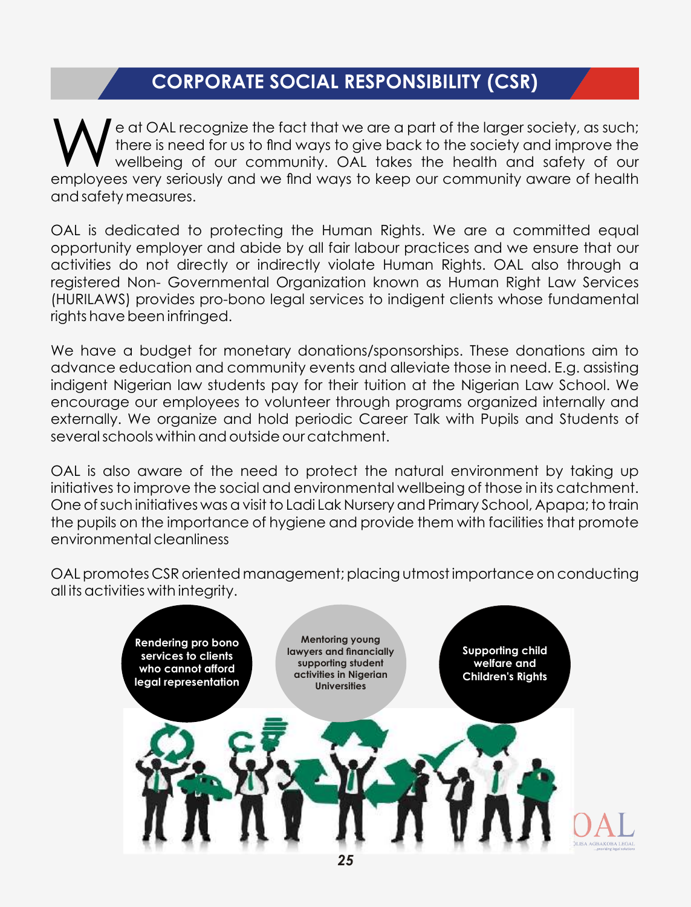# CORPORATE SOCIAL RESPONSIBILITY (CSR)

We at OAL recognize the fact that we are a part of the larger society, as such; there is need for us to find ways to give back to the society and improve the wellbeing of our community. OAL takes the health and safety of our employees very seriously and we find ways to keep our community aware of health and safety measures.

OAL is dedicated to protecting the Human Rights. We are a committed equal opportunity employer and abide by all fair labour practices and we ensure that our activities do not directly or indirectly violate Human Rights. OAL also through a registered Non- Governmental Organization known as Human Right Law Services (HURILAWS) provides pro-bono legal services to indigent clients whose fundamental rights have been infringed.

We have a budget for monetary donations/sponsorships. These donations aim to advance education and community events and alleviate those in need. E.g. assisting indigent Nigerian law students pay for their tuition at the Nigerian Law School. We encourage our employees to volunteer through programs organized internally and externally. We organize and hold periodic Career Talk with Pupils and Students of several schools within and outside our catchment.

OAL is also aware of the need to protect the natural environment by taking up initiatives to improve the social and environmental wellbeing of those in its catchment. One of such initiatives was a visit to Ladi Lak Nursery and Primary School, Apapa; to train the pupils on the importance of hygiene and provide them with facilities that promote environmental cleanliness

OAL promotes CSR oriented management; placing utmost importance on conducting all its activities with integrity.

**Rendering pro bono services to clients who cannot afford legal representation**

**Mentoring young lawyers and financially supporting student activities in Nigerian Universities**

**Supporting child welfare and Children's Rights**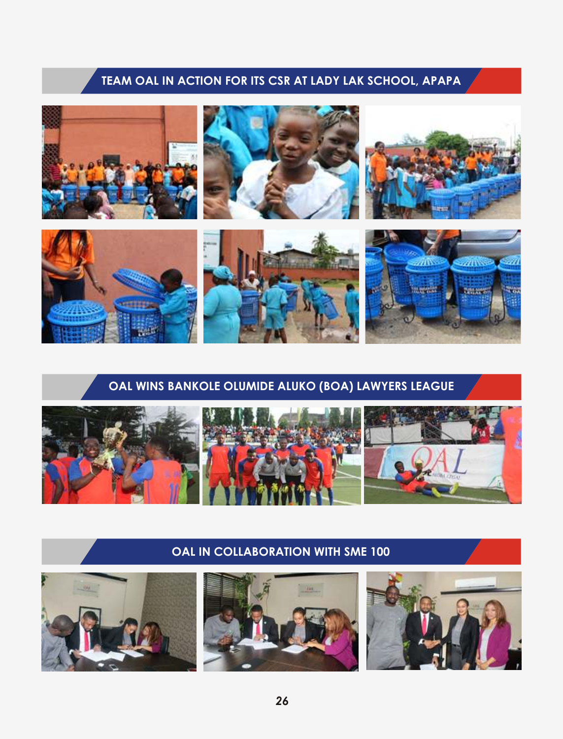## TEAM OAL IN ACTION FOR ITS CSR AT LADY LAK SCHOOL, APAPA

## OAL WINS BANKOLE OLUMIDE ALUKO (BOA) LAWYERS LEAGUE

## OAL IN COLLABORATION WITH SME 100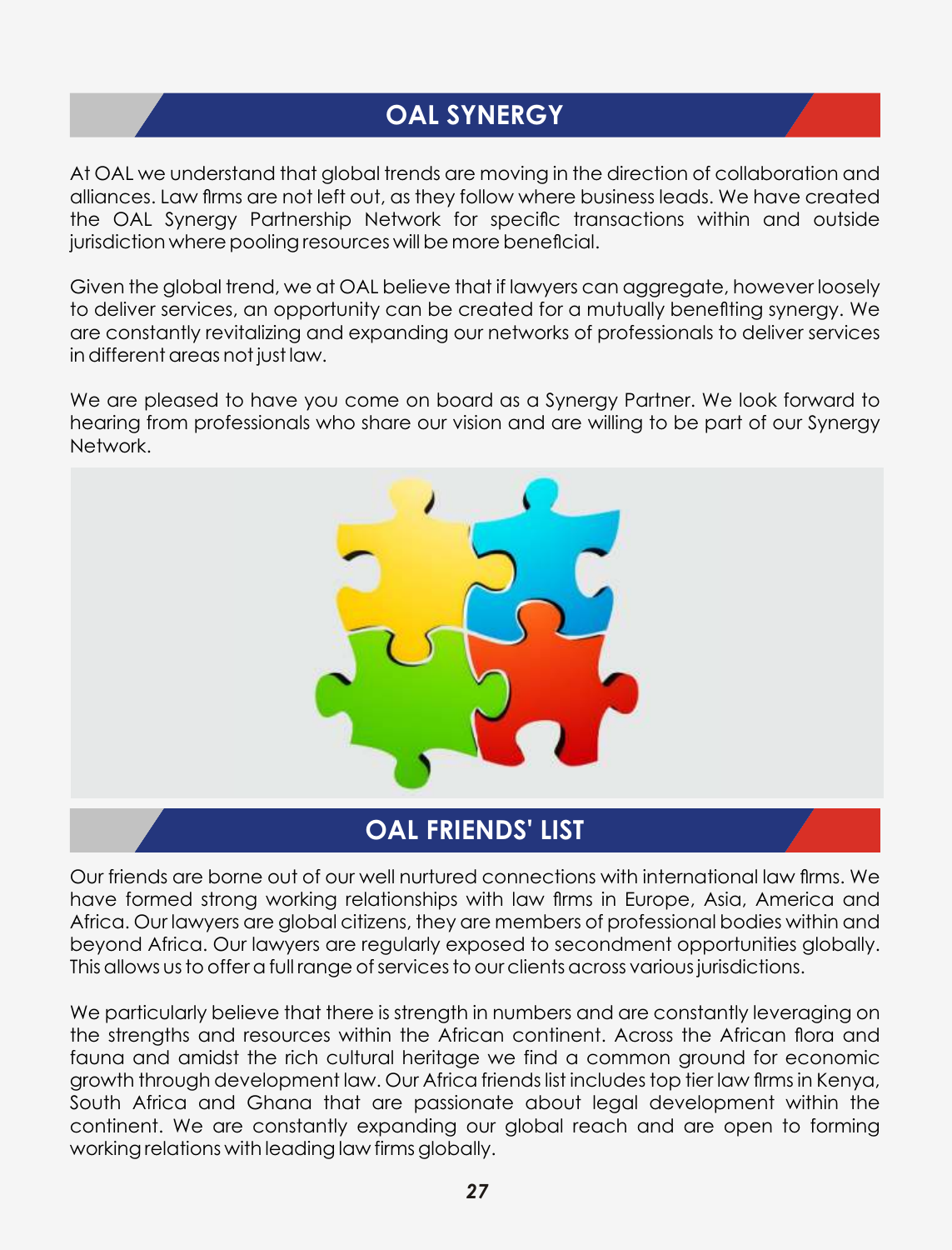## OAL SYNERGY

At OAL we understand that global trends are moving in the direction of collaboration and alliances. Law firms are not left out, as they follow where business leads. We have created the OAL Synergy Partnership Network for specific transactions within and outside jurisdiction where pooling resources will be more beneficial.

Given the global trend, we at OAL believe that if lawyers can aggregate, however loosely to deliver services, an opportunity can be created for a mutually benefiting synergy. We are constantly revitalizing and expanding our networks of professionals to deliver services in different areas not just law.

We are pleased to have you come on board as a Synergy Partner. We look forward to hearing from professionals who share our vision and are willing to be part of our Synergy Network.

## OAL FRIENDS' LIST

Our friends are borne out of our well nurtured connections with international law firms. We have formed strong working relationships with law firms in Europe, Asia, America and Africa. Our lawyers are global citizens, they are members of professional bodies within and beyond Africa. Our lawyers are regularly exposed to secondment opportunities globally. This allows us to offer a full range of services to our clients across various jurisdictions.

We particularly believe that there is strength in numbers and are constantly leveraging on the strengths and resources within the African continent. Across the African flora and fauna and amidst the rich cultural heritage we find a common ground for economic growth through development law. Our Africa friends list includes top tier law firms in Kenya, South Africa and Ghana that are passionate about legal development within the continent. We are constantly expanding our global reach and are open to forming working relations with leading law firms globally.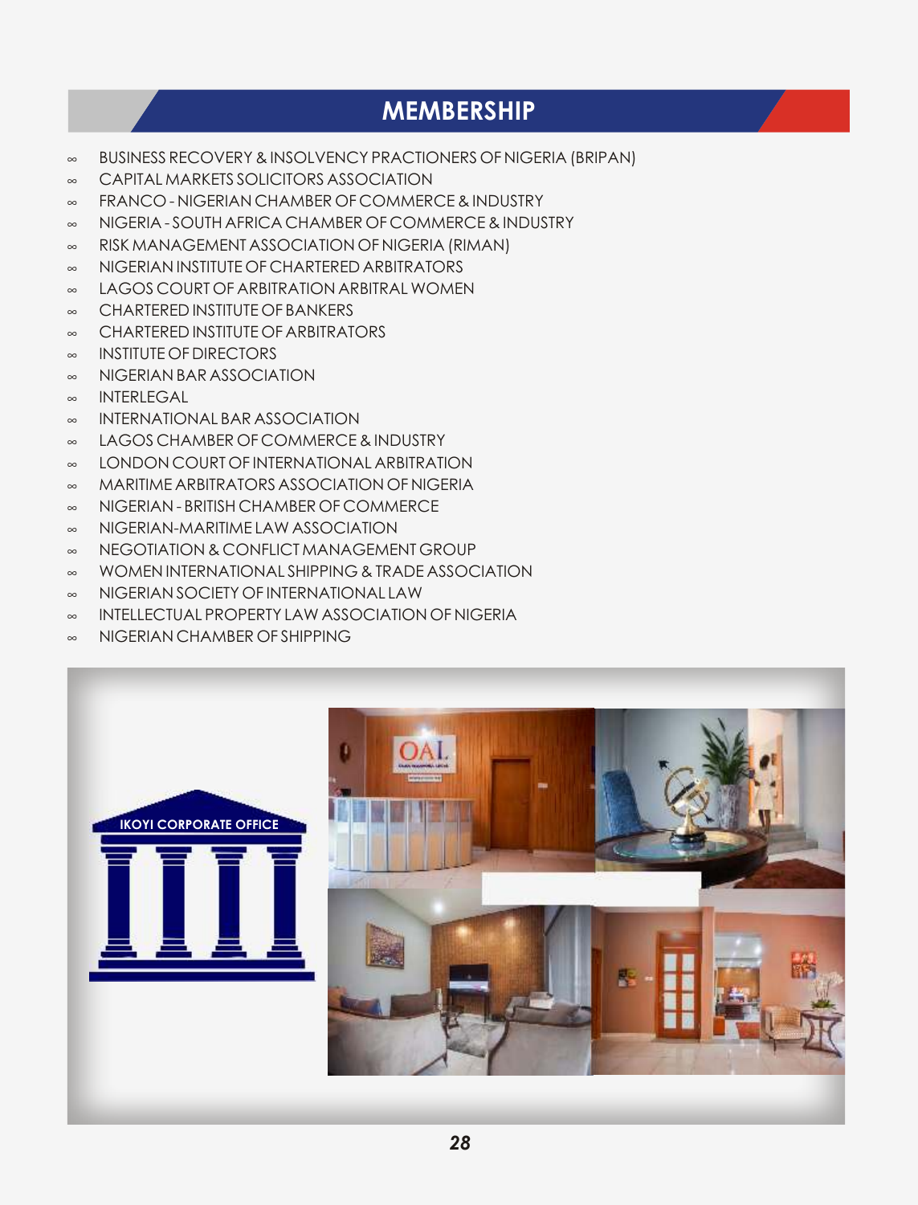## MEMBERSHIP

- BUSINESS RECOVERY & INSOLVENCY PRACTIONERS OF NIGERIA (BRIPAN)
- CAPITAL MARKETS SOLICITORS ASSOCIATION
- FRANCO - NIGERIAN CHAMBER OF COMMERCE & INDUSTRY
- NIGERIA - SOUTH AFRICA CHAMBER OF COMMERCE & INDUSTRY
- RISK MANAGEMENT ASSOCIATION OF NIGERIA (RIMAN)
- NIGERIAN INSTITUTE OF CHARTERED ARBITRATORS
- LAGOS COURT OF ARBITRATION ARBITRAL WOMEN
- CHARTERED INSTITUTE OF BANKERS
- CHARTERED INSTITUTE OF ARBITRATORS
- INSTITUTE OF DIRECTORS
- NIGERIAN BAR ASSOCIATION
- INTERLEGAL
- INTERNATIONAL BAR ASSOCIATION
- LAGOS CHAMBER OF COMMERCE & INDUSTRY
- LONDON COURT OF INTERNATIONAL ARBITRATION
- MARITIME ARBITRATORS ASSOCIATION OF NIGERIA
- NIGERIAN - BRITISH CHAMBER OF COMMERCE
- NIGERIAN-MARITIME LAW ASSOCIATION
- NEGOTIATION & CONFLICT MANAGEMENT GROUP
- WOMEN INTERNATIONAL SHIPPING & TRADE ASSOCIATION
- NIGERIAN SOCIETY OF INTERNATIONAL LAW
- INTELLECTUAL PROPERTY LAW ASSOCIATION OF NIGERIA
- NIGERIAN CHAMBER OF SHIPPING

IKOYI CORPORATE OFFICE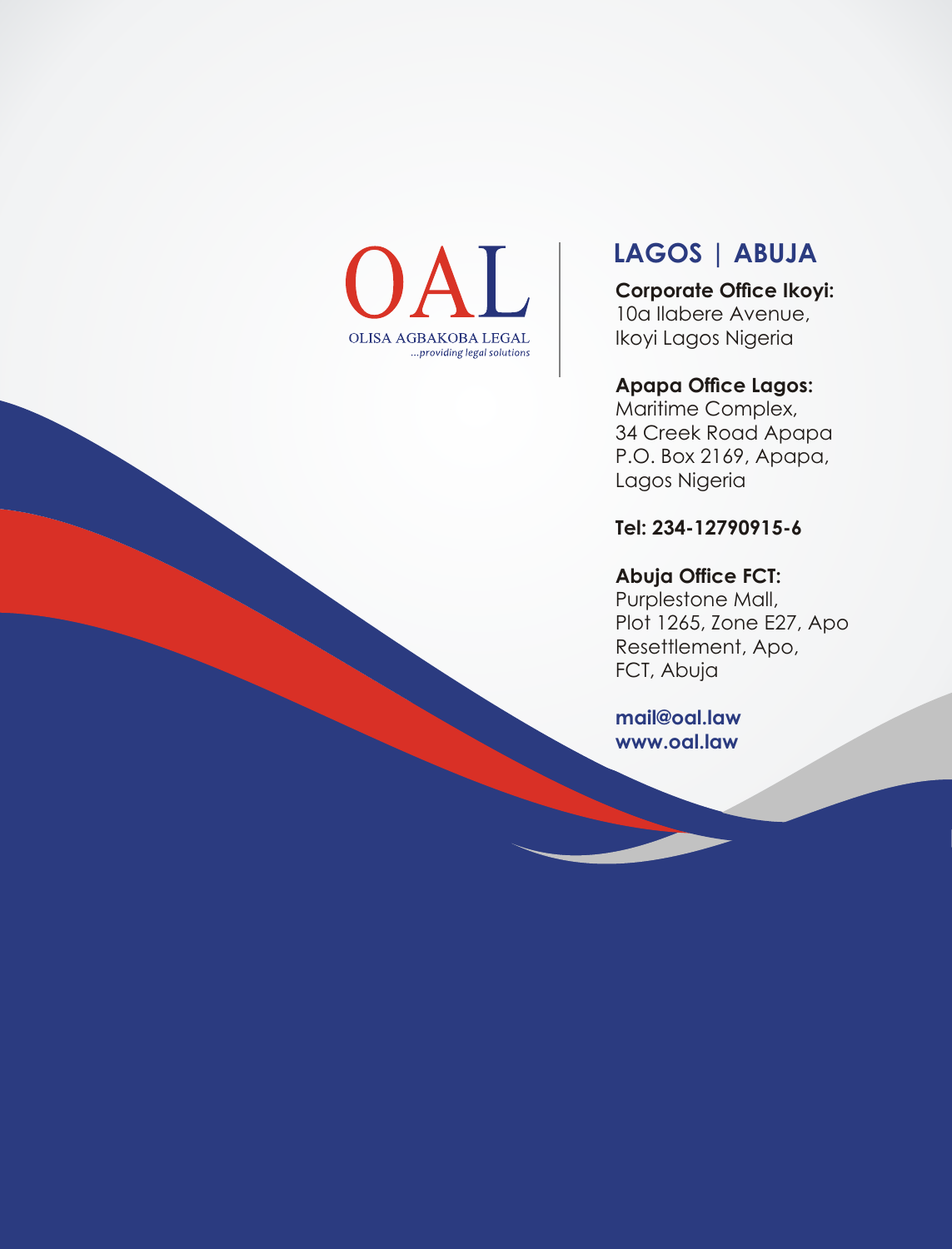OAL

OLISA AGBAKOBA LEGAL

*...providing legal solutions*

## LAGOS | ABUJA

**Corporate Office Ikoyi:**
10a Ilabere Avenue,
Ikoyi Lagos Nigeria

**Apapa Office Lagos:**
Maritime Complex,
34 Creek Road Apapa
P.O. Box 2169, Apapa,
Lagos Nigeria

**Tel: 234-12790915-6**

**Abuja Office FCT:**
Purplestone Mall,
Plot 1265, Zone E27, Apo
Resettlement, Apo,
FCT, Abuja

**mail@oal.law**
**www.oal.law**